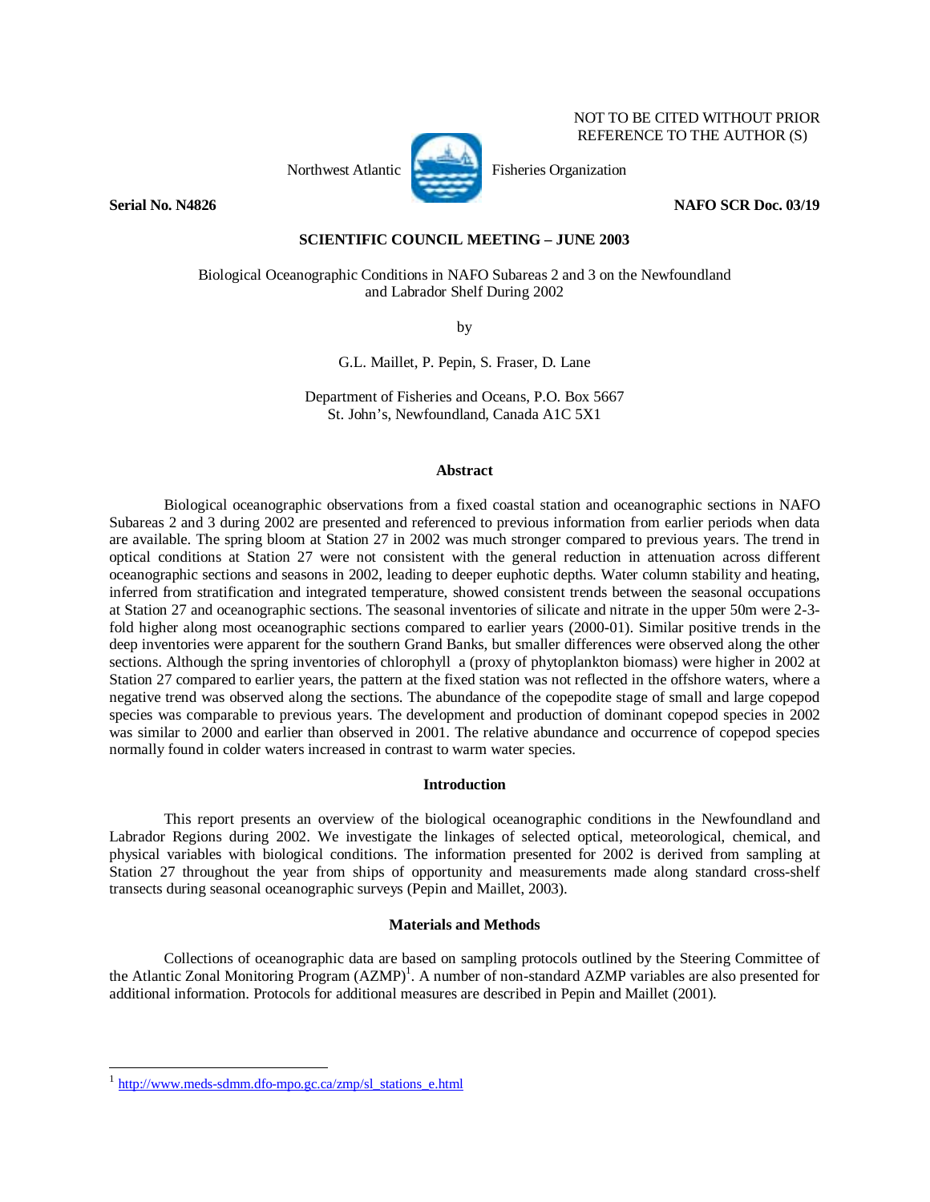NOT TO BE CITED WITHOUT PRIOR REFERENCE TO THE AUTHOR (S)

Northwest Atlantic Fisheries Organization

**Serial No. N4826** **NAFO SCR Doc. 03/19**

**SCIENTIFIC COUNCIL MEETING – JUNE 2003**

# Biological Oceanographic Conditions in NAFO Subareas 2 and 3 on the Newfoundland and Labrador Shelf During 2002

by

G.L. Maillet, P. Pepin, S. Fraser, D. Lane

Department of Fisheries and Oceans, P.O. Box 5667
St. John's, Newfoundland, Canada A1C 5X1

## Abstract

Biological oceanographic observations from a fixed coastal station and oceanographic sections in NAFO Subareas 2 and 3 during 2002 are presented and referenced to previous information from earlier periods when data are available. The spring bloom at Station 27 in 2002 was much stronger compared to previous years. The trend in optical conditions at Station 27 were not consistent with the general reduction in attenuation across different oceanographic sections and seasons in 2002, leading to deeper euphotic depths. Water column stability and heating, inferred from stratification and integrated temperature, showed consistent trends between the seasonal occupations at Station 27 and oceanographic sections. The seasonal inventories of silicate and nitrate in the upper 50m were 2-3-fold higher along most oceanographic sections compared to earlier years (2000-01). Similar positive trends in the deep inventories were apparent for the southern Grand Banks, but smaller differences were observed along the other sections. Although the spring inventories of chlorophyll a (proxy of phytoplankton biomass) were higher in 2002 at Station 27 compared to earlier years, the pattern at the fixed station was not reflected in the offshore waters, where a negative trend was observed along the sections. The abundance of the copepodite stage of small and large copepod species was comparable to previous years. The development and production of dominant copepod species in 2002 was similar to 2000 and earlier than observed in 2001. The relative abundance and occurrence of copepod species normally found in colder waters increased in contrast to warm water species.

## Introduction

This report presents an overview of the biological oceanographic conditions in the Newfoundland and Labrador Regions during 2002. We investigate the linkages of selected optical, meteorological, chemical, and physical variables with biological conditions. The information presented for 2002 is derived from sampling at Station 27 throughout the year from ships of opportunity and measurements made along standard cross-shelf transects during seasonal oceanographic surveys (Pepin and Maillet, 2003).

## Materials and Methods

Collections of oceanographic data are based on sampling protocols outlined by the Steering Committee of the Atlantic Zonal Monitoring Program (AZMP)[1]. A number of non-standard AZMP variables are also presented for additional information. Protocols for additional measures are described in Pepin and Maillet (2001).

---

[1] http://www.meds-sdmm.dfo-mpo.gc.ca/zmp/sl_stations_e.html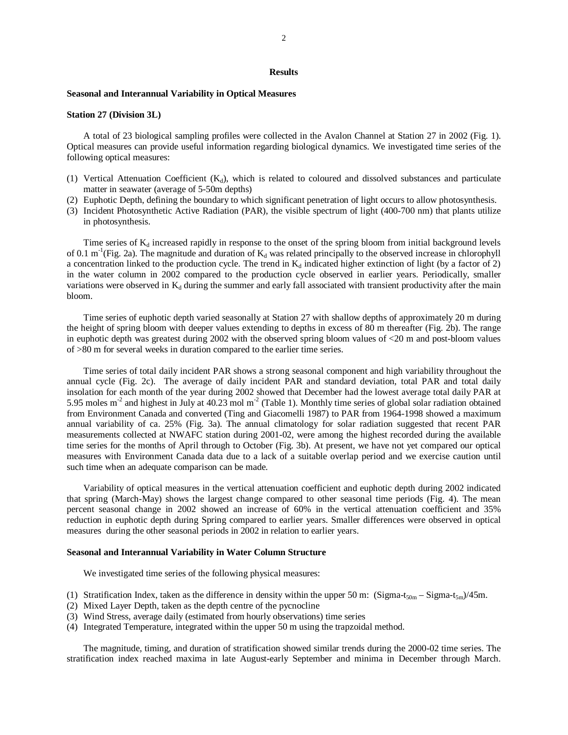## Results

### Seasonal and Interannual Variability in Optical Measures

### Station 27 (Division 3L)

A total of 23 biological sampling profiles were collected in the Avalon Channel at Station 27 in 2002 (Fig. 1). Optical measures can provide useful information regarding biological dynamics. We investigated time series of the following optical measures:

(1) Vertical Attenuation Coefficient ($K_d$), which is related to coloured and dissolved substances and particulate matter in seawater (average of 5-50m depths)
(2) Euphotic Depth, defining the boundary to which significant penetration of light occurs to allow photosynthesis.
(3) Incident Photosynthetic Active Radiation (PAR), the visible spectrum of light (400-700 nm) that plants utilize in photosynthesis.

Time series of $K_d$ increased rapidly in response to the onset of the spring bloom from initial background levels of 0.1 $m^{-1}$(Fig. 2a). The magnitude and duration of $K_d$ was related principally to the observed increase in chlorophyll a concentration linked to the production cycle. The trend in $K_d$ indicated higher extinction of light (by a factor of 2) in the water column in 2002 compared to the production cycle observed in earlier years. Periodically, smaller variations were observed in $K_d$ during the summer and early fall associated with transient productivity after the main bloom.

Time series of euphotic depth varied seasonally at Station 27 with shallow depths of approximately 20 m during the height of spring bloom with deeper values extending to depths in excess of 80 m thereafter (Fig. 2b). The range in euphotic depth was greatest during 2002 with the observed spring bloom values of <20 m and post-bloom values of >80 m for several weeks in duration compared to the earlier time series.

Time series of total daily incident PAR shows a strong seasonal component and high variability throughout the annual cycle (Fig. 2c). The average of daily incident PAR and standard deviation, total PAR and total daily insolation for each month of the year during 2002 showed that December had the lowest average total daily PAR at 5.95 moles $m^{-2}$ and highest in July at 40.23 mol $m^{-2}$ (Table 1). Monthly time series of global solar radiation obtained from Environment Canada and converted (Ting and Giacomelli 1987) to PAR from 1964-1998 showed a maximum annual variability of ca. 25% (Fig. 3a). The annual climatology for solar radiation suggested that recent PAR measurements collected at NWAFC station during 2001-02, were among the highest recorded during the available time series for the months of April through to October (Fig. 3b). At present, we have not yet compared our optical measures with Environment Canada data due to a lack of a suitable overlap period and we exercise caution until such time when an adequate comparison can be made.

Variability of optical measures in the vertical attenuation coefficient and euphotic depth during 2002 indicated that spring (March-May) shows the largest change compared to other seasonal time periods (Fig. 4). The mean percent seasonal change in 2002 showed an increase of 60% in the vertical attenuation coefficient and 35% reduction in euphotic depth during Spring compared to earlier years. Smaller differences were observed in optical measures during the other seasonal periods in 2002 in relation to earlier years.

### Seasonal and Interannual Variability in Water Column Structure

We investigated time series of the following physical measures:

(1) Stratification Index, taken as the difference in density within the upper 50 m: (Sigma-$t_{50m}$ – Sigma-$t_{5m}$)/45m.
(2) Mixed Layer Depth, taken as the depth centre of the pycnocline
(3) Wind Stress, average daily (estimated from hourly observations) time series
(4) Integrated Temperature, integrated within the upper 50 m using the trapzoidal method.

The magnitude, timing, and duration of stratification showed similar trends during the 2000-02 time series. The stratification index reached maxima in late August-early September and minima in December through March.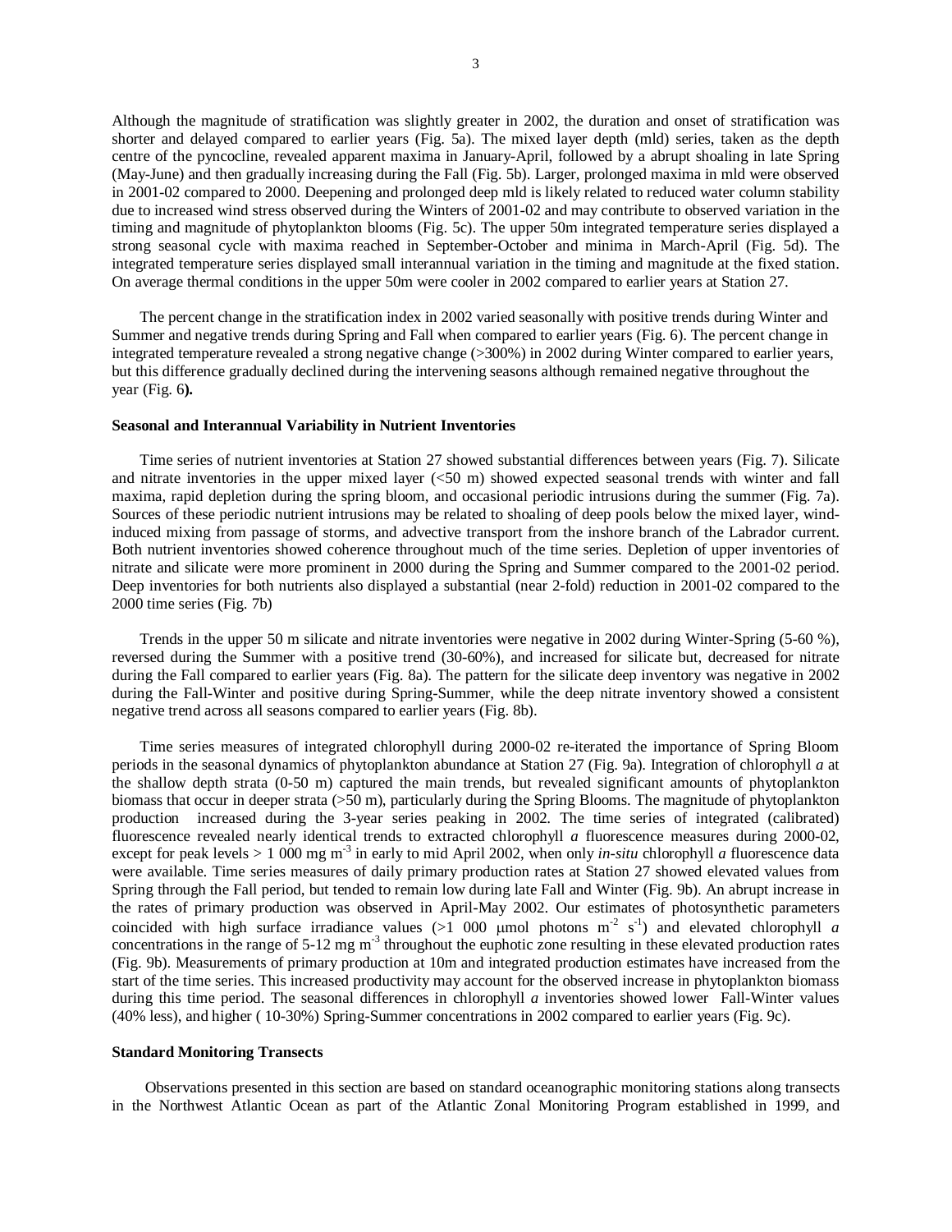Although the magnitude of stratification was slightly greater in 2002, the duration and onset of stratification was shorter and delayed compared to earlier years (Fig. 5a). The mixed layer depth (mld) series, taken as the depth centre of the pyncocline, revealed apparent maxima in January-April, followed by a abrupt shoaling in late Spring (May-June) and then gradually increasing during the Fall (Fig. 5b). Larger, prolonged maxima in mld were observed in 2001-02 compared to 2000. Deepening and prolonged deep mld is likely related to reduced water column stability due to increased wind stress observed during the Winters of 2001-02 and may contribute to observed variation in the timing and magnitude of phytoplankton blooms (Fig. 5c). The upper 50m integrated temperature series displayed a strong seasonal cycle with maxima reached in September-October and minima in March-April (Fig. 5d). The integrated temperature series displayed small interannual variation in the timing and magnitude at the fixed station. On average thermal conditions in the upper 50m were cooler in 2002 compared to earlier years at Station 27.

The percent change in the stratification index in 2002 varied seasonally with positive trends during Winter and Summer and negative trends during Spring and Fall when compared to earlier years (Fig. 6). The percent change in integrated temperature revealed a strong negative change (>300%) in 2002 during Winter compared to earlier years, but this difference gradually declined during the intervening seasons although remained negative throughout the year (Fig. 6**).**

**Seasonal and Interannual Variability in Nutrient Inventories**

Time series of nutrient inventories at Station 27 showed substantial differences between years (Fig. 7). Silicate and nitrate inventories in the upper mixed layer (<50 m) showed expected seasonal trends with winter and fall maxima, rapid depletion during the spring bloom, and occasional periodic intrusions during the summer (Fig. 7a). Sources of these periodic nutrient intrusions may be related to shoaling of deep pools below the mixed layer, wind-induced mixing from passage of storms, and advective transport from the inshore branch of the Labrador current. Both nutrient inventories showed coherence throughout much of the time series. Depletion of upper inventories of nitrate and silicate were more prominent in 2000 during the Spring and Summer compared to the 2001-02 period. Deep inventories for both nutrients also displayed a substantial (near 2-fold) reduction in 2001-02 compared to the 2000 time series (Fig. 7b)

Trends in the upper 50 m silicate and nitrate inventories were negative in 2002 during Winter-Spring (5-60 %), reversed during the Summer with a positive trend (30-60%), and increased for silicate but, decreased for nitrate during the Fall compared to earlier years (Fig. 8a). The pattern for the silicate deep inventory was negative in 2002 during the Fall-Winter and positive during Spring-Summer, while the deep nitrate inventory showed a consistent negative trend across all seasons compared to earlier years (Fig. 8b).

Time series measures of integrated chlorophyll during 2000-02 re-iterated the importance of Spring Bloom periods in the seasonal dynamics of phytoplankton abundance at Station 27 (Fig. 9a). Integration of chlorophyll *a* at the shallow depth strata (0-50 m) captured the main trends, but revealed significant amounts of phytoplankton biomass that occur in deeper strata (>50 m), particularly during the Spring Blooms. The magnitude of phytoplankton production increased during the 3-year series peaking in 2002. The time series of integrated (calibrated) fluorescence revealed nearly identical trends to extracted chlorophyll *a* fluorescence measures during 2000-02, except for peak levels > 1 000 mg m$^{-3}$ in early to mid April 2002, when only *in-situ* chlorophyll *a* fluorescence data were available. Time series measures of daily primary production rates at Station 27 showed elevated values from Spring through the Fall period, but tended to remain low during late Fall and Winter (Fig. 9b). An abrupt increase in the rates of primary production was observed in April-May 2002. Our estimates of photosynthetic parameters coincided with high surface irradiance values (>1 000 μmol photons m$^{-2}$ s$^{-1}$) and elevated chlorophyll *a* concentrations in the range of 5-12 mg m$^{-3}$ throughout the euphotic zone resulting in these elevated production rates (Fig. 9b). Measurements of primary production at 10m and integrated production estimates have increased from the start of the time series. This increased productivity may account for the observed increase in phytoplankton biomass during this time period. The seasonal differences in chlorophyll *a* inventories showed lower Fall-Winter values (40% less), and higher ( 10-30%) Spring-Summer concentrations in 2002 compared to earlier years (Fig. 9c).

**Standard Monitoring Transects**

Observations presented in this section are based on standard oceanographic monitoring stations along transects in the Northwest Atlantic Ocean as part of the Atlantic Zonal Monitoring Program established in 1999, and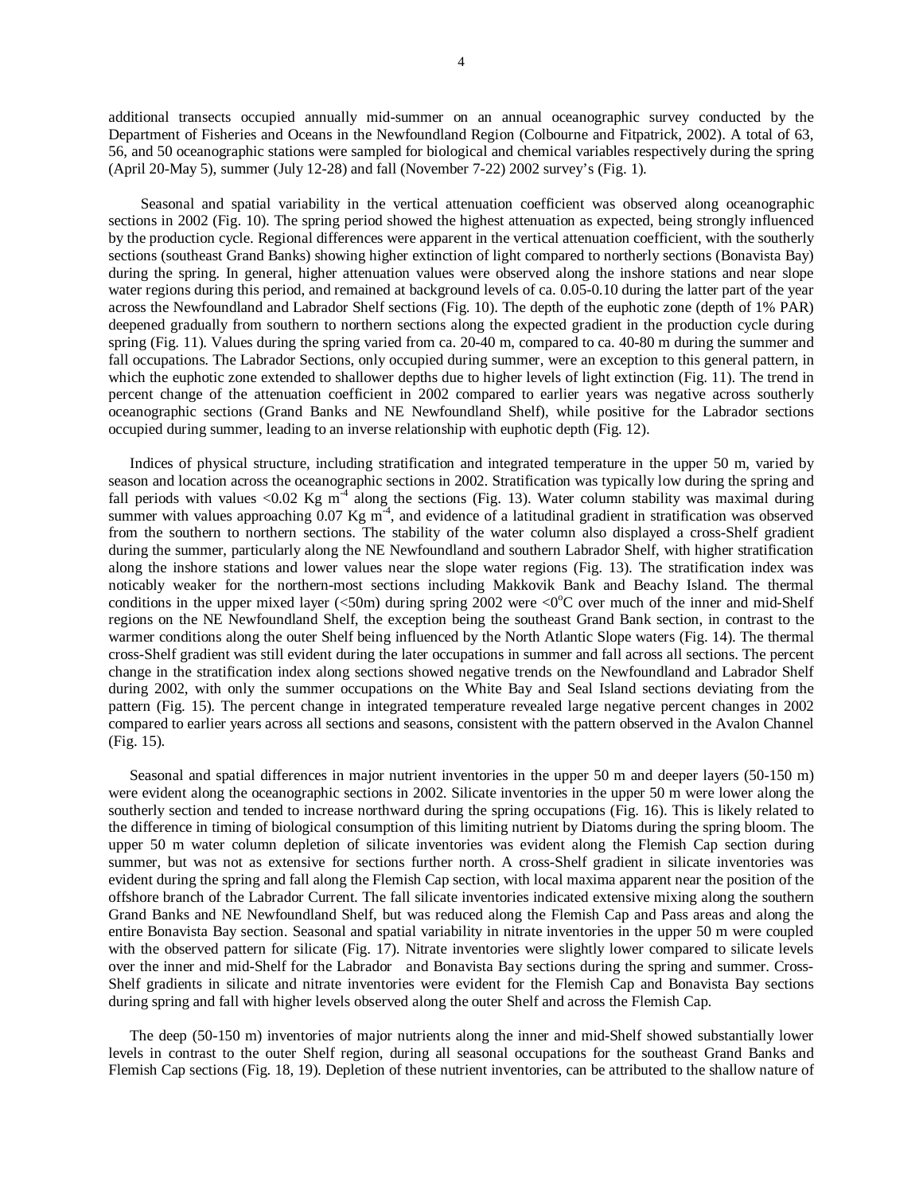additional transects occupied annually mid-summer on an annual oceanographic survey conducted by the Department of Fisheries and Oceans in the Newfoundland Region (Colbourne and Fitpatrick, 2002). A total of 63, 56, and 50 oceanographic stations were sampled for biological and chemical variables respectively during the spring (April 20-May 5), summer (July 12-28) and fall (November 7-22) 2002 survey's (Fig. 1).

Seasonal and spatial variability in the vertical attenuation coefficient was observed along oceanographic sections in 2002 (Fig. 10). The spring period showed the highest attenuation as expected, being strongly influenced by the production cycle. Regional differences were apparent in the vertical attenuation coefficient, with the southerly sections (southeast Grand Banks) showing higher extinction of light compared to northerly sections (Bonavista Bay) during the spring. In general, higher attenuation values were observed along the inshore stations and near slope water regions during this period, and remained at background levels of ca. 0.05-0.10 during the latter part of the year across the Newfoundland and Labrador Shelf sections (Fig. 10). The depth of the euphotic zone (depth of 1% PAR) deepened gradually from southern to northern sections along the expected gradient in the production cycle during spring (Fig. 11). Values during the spring varied from ca. 20-40 m, compared to ca. 40-80 m during the summer and fall occupations. The Labrador Sections, only occupied during summer, were an exception to this general pattern, in which the euphotic zone extended to shallower depths due to higher levels of light extinction (Fig. 11). The trend in percent change of the attenuation coefficient in 2002 compared to earlier years was negative across southerly oceanographic sections (Grand Banks and NE Newfoundland Shelf), while positive for the Labrador sections occupied during summer, leading to an inverse relationship with euphotic depth (Fig. 12).

Indices of physical structure, including stratification and integrated temperature in the upper 50 m, varied by season and location across the oceanographic sections in 2002. Stratification was typically low during the spring and fall periods with values <0.02 Kg $m^{-4}$ along the sections (Fig. 13). Water column stability was maximal during summer with values approaching 0.07 Kg $m^{-4}$, and evidence of a latitudinal gradient in stratification was observed from the southern to northern sections. The stability of the water column also displayed a cross-Shelf gradient during the summer, particularly along the NE Newfoundland and southern Labrador Shelf, with higher stratification along the inshore stations and lower values near the slope water regions (Fig. 13). The stratification index was noticably weaker for the northern-most sections including Makkovik Bank and Beachy Island. The thermal conditions in the upper mixed layer (<50m) during spring 2002 were <0$^{o}$C over much of the inner and mid-Shelf regions on the NE Newfoundland Shelf, the exception being the southeast Grand Bank section, in contrast to the warmer conditions along the outer Shelf being influenced by the North Atlantic Slope waters (Fig. 14). The thermal cross-Shelf gradient was still evident during the later occupations in summer and fall across all sections. The percent change in the stratification index along sections showed negative trends on the Newfoundland and Labrador Shelf during 2002, with only the summer occupations on the White Bay and Seal Island sections deviating from the pattern (Fig. 15). The percent change in integrated temperature revealed large negative percent changes in 2002 compared to earlier years across all sections and seasons, consistent with the pattern observed in the Avalon Channel (Fig. 15).

Seasonal and spatial differences in major nutrient inventories in the upper 50 m and deeper layers (50-150 m) were evident along the oceanographic sections in 2002. Silicate inventories in the upper 50 m were lower along the southerly section and tended to increase northward during the spring occupations (Fig. 16). This is likely related to the difference in timing of biological consumption of this limiting nutrient by Diatoms during the spring bloom. The upper 50 m water column depletion of silicate inventories was evident along the Flemish Cap section during summer, but was not as extensive for sections further north. A cross-Shelf gradient in silicate inventories was evident during the spring and fall along the Flemish Cap section, with local maxima apparent near the position of the offshore branch of the Labrador Current. The fall silicate inventories indicated extensive mixing along the southern Grand Banks and NE Newfoundland Shelf, but was reduced along the Flemish Cap and Pass areas and along the entire Bonavista Bay section. Seasonal and spatial variability in nitrate inventories in the upper 50 m were coupled with the observed pattern for silicate (Fig. 17). Nitrate inventories were slightly lower compared to silicate levels over the inner and mid-Shelf for the Labrador and Bonavista Bay sections during the spring and summer. Cross-Shelf gradients in silicate and nitrate inventories were evident for the Flemish Cap and Bonavista Bay sections during spring and fall with higher levels observed along the outer Shelf and across the Flemish Cap.

The deep (50-150 m) inventories of major nutrients along the inner and mid-Shelf showed substantially lower levels in contrast to the outer Shelf region, during all seasonal occupations for the southeast Grand Banks and Flemish Cap sections (Fig. 18, 19). Depletion of these nutrient inventories, can be attributed to the shallow nature of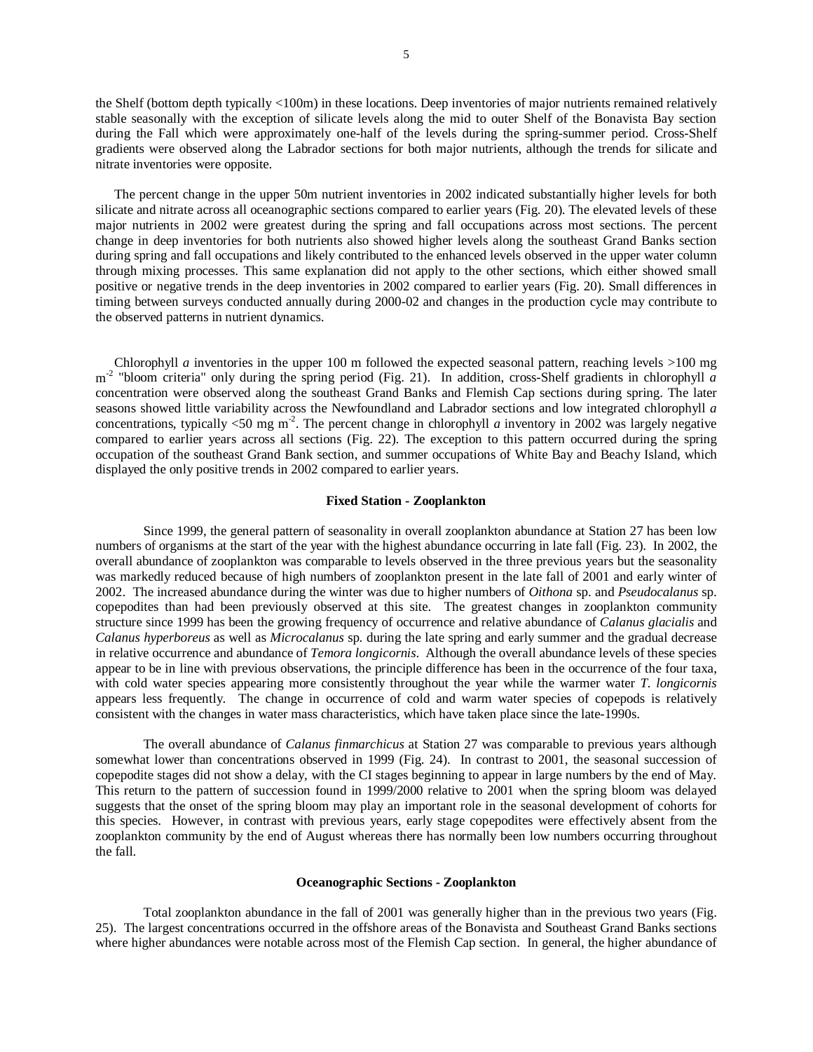the Shelf (bottom depth typically <100m) in these locations. Deep inventories of major nutrients remained relatively stable seasonally with the exception of silicate levels along the mid to outer Shelf of the Bonavista Bay section during the Fall which were approximately one-half of the levels during the spring-summer period. Cross-Shelf gradients were observed along the Labrador sections for both major nutrients, although the trends for silicate and nitrate inventories were opposite.

The percent change in the upper 50m nutrient inventories in 2002 indicated substantially higher levels for both silicate and nitrate across all oceanographic sections compared to earlier years (Fig. 20). The elevated levels of these major nutrients in 2002 were greatest during the spring and fall occupations across most sections. The percent change in deep inventories for both nutrients also showed higher levels along the southeast Grand Banks section during spring and fall occupations and likely contributed to the enhanced levels observed in the upper water column through mixing processes. This same explanation did not apply to the other sections, which either showed small positive or negative trends in the deep inventories in 2002 compared to earlier years (Fig. 20). Small differences in timing between surveys conducted annually during 2000-02 and changes in the production cycle may contribute to the observed patterns in nutrient dynamics.

Chlorophyll *a* inventories in the upper 100 m followed the expected seasonal pattern, reaching levels >100 mg $m^{-2}$ "bloom criteria" only during the spring period (Fig. 21). In addition, cross-Shelf gradients in chlorophyll *a* concentration were observed along the southeast Grand Banks and Flemish Cap sections during spring. The later seasons showed little variability across the Newfoundland and Labrador sections and low integrated chlorophyll *a* concentrations, typically <50 mg $m^{-2}$. The percent change in chlorophyll *a* inventory in 2002 was largely negative compared to earlier years across all sections (Fig. 22). The exception to this pattern occurred during the spring occupation of the southeast Grand Bank section, and summer occupations of White Bay and Beachy Island, which displayed the only positive trends in 2002 compared to earlier years.

### Fixed Station - Zooplankton

Since 1999, the general pattern of seasonality in overall zooplankton abundance at Station 27 has been low numbers of organisms at the start of the year with the highest abundance occurring in late fall (Fig. 23). In 2002, the overall abundance of zooplankton was comparable to levels observed in the three previous years but the seasonality was markedly reduced because of high numbers of zooplankton present in the late fall of 2001 and early winter of 2002. The increased abundance during the winter was due to higher numbers of *Oithona* sp. and *Pseudocalanus* sp. copepodites than had been previously observed at this site. The greatest changes in zooplankton community structure since 1999 has been the growing frequency of occurrence and relative abundance of *Calanus glacialis* and *Calanus hyperboreus* as well as *Microcalanus* sp. during the late spring and early summer and the gradual decrease in relative occurrence and abundance of *Temora longicornis*. Although the overall abundance levels of these species appear to be in line with previous observations, the principle difference has been in the occurrence of the four taxa, with cold water species appearing more consistently throughout the year while the warmer water *T. longicornis* appears less frequently. The change in occurrence of cold and warm water species of copepods is relatively consistent with the changes in water mass characteristics, which have taken place since the late-1990s.

The overall abundance of *Calanus finmarchicus* at Station 27 was comparable to previous years although somewhat lower than concentrations observed in 1999 (Fig. 24). In contrast to 2001, the seasonal succession of copepodite stages did not show a delay, with the CI stages beginning to appear in large numbers by the end of May. This return to the pattern of succession found in 1999/2000 relative to 2001 when the spring bloom was delayed suggests that the onset of the spring bloom may play an important role in the seasonal development of cohorts for this species. However, in contrast with previous years, early stage copepodites were effectively absent from the zooplankton community by the end of August whereas there has normally been low numbers occurring throughout the fall.

### Oceanographic Sections - Zooplankton

Total zooplankton abundance in the fall of 2001 was generally higher than in the previous two years (Fig. 25). The largest concentrations occurred in the offshore areas of the Bonavista and Southeast Grand Banks sections where higher abundances were notable across most of the Flemish Cap section. In general, the higher abundance of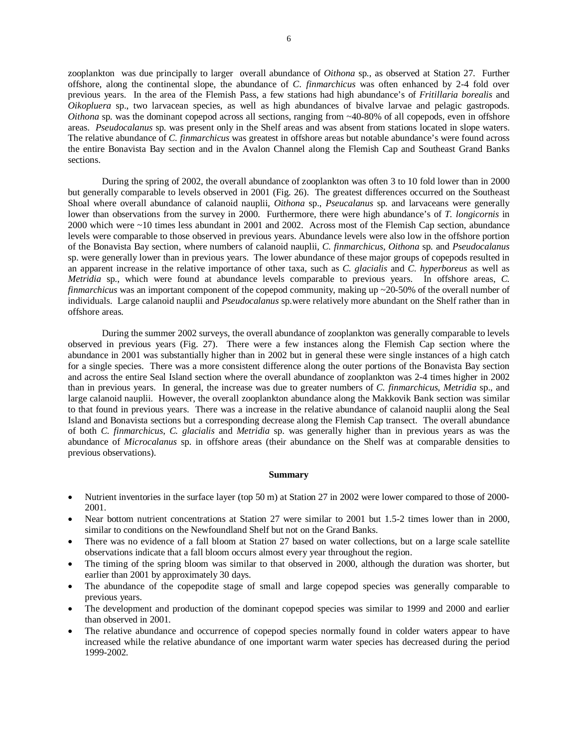zooplankton was due principally to larger overall abundance of *Oithona* sp., as observed at Station 27. Further offshore, along the continental slope, the abundance of *C. finmarchicus* was often enhanced by 2-4 fold over previous years. In the area of the Flemish Pass, a few stations had high abundance's of *Fritillaria borealis* and *Oikopluera* sp., two larvacean species, as well as high abundances of bivalve larvae and pelagic gastropods. *Oithona* sp. was the dominant copepod across all sections, ranging from ~40-80% of all copepods, even in offshore areas. *Pseudocalanus* sp. was present only in the Shelf areas and was absent from stations located in slope waters. The relative abundance of *C. finmarchicus* was greatest in offshore areas but notable abundance's were found across the entire Bonavista Bay section and in the Avalon Channel along the Flemish Cap and Southeast Grand Banks sections.

During the spring of 2002, the overall abundance of zooplankton was often 3 to 10 fold lower than in 2000 but generally comparable to levels observed in 2001 (Fig. 26). The greatest differences occurred on the Southeast Shoal where overall abundance of calanoid nauplii, *Oithona* sp., *Pseucalanus* sp. and larvaceans were generally lower than observations from the survey in 2000. Furthermore, there were high abundance's of *T. longicornis* in 2000 which were ~10 times less abundant in 2001 and 2002. Across most of the Flemish Cap section, abundance levels were comparable to those observed in previous years. Abundance levels were also low in the offshore portion of the Bonavista Bay section, where numbers of calanoid nauplii, *C. finmarchicus*, *Oithona* sp. and *Pseudocalanus* sp. were generally lower than in previous years. The lower abundance of these major groups of copepods resulted in an apparent increase in the relative importance of other taxa, such as *C. glacialis* and *C. hyperboreus* as well as *Metridia* sp., which were found at abundance levels comparable to previous years. In offshore areas, *C. finmarchicus* was an important component of the copepod community, making up ~20-50% of the overall number of individuals. Large calanoid nauplii and *Pseudocalanus* sp.were relatively more abundant on the Shelf rather than in offshore areas.

During the summer 2002 surveys, the overall abundance of zooplankton was generally comparable to levels observed in previous years (Fig. 27). There were a few instances along the Flemish Cap section where the abundance in 2001 was substantially higher than in 2002 but in general these were single instances of a high catch for a single species. There was a more consistent difference along the outer portions of the Bonavista Bay section and across the entire Seal Island section where the overall abundance of zooplankton was 2-4 times higher in 2002 than in previous years. In general, the increase was due to greater numbers of *C. finmarchicus*, *Metridia* sp., and large calanoid nauplii. However, the overall zooplankton abundance along the Makkovik Bank section was similar to that found in previous years. There was a increase in the relative abundance of calanoid nauplii along the Seal Island and Bonavista sections but a corresponding decrease along the Flemish Cap transect. The overall abundance of both *C. finmarchicus*, *C. glacialis* and *Metridia* sp. was generally higher than in previous years as was the abundance of *Microcalanus* sp. in offshore areas (their abundance on the Shelf was at comparable densities to previous observations).

## Summary

- Nutrient inventories in the surface layer (top 50 m) at Station 27 in 2002 were lower compared to those of 2000-2001.
- Near bottom nutrient concentrations at Station 27 were similar to 2001 but 1.5-2 times lower than in 2000, similar to conditions on the Newfoundland Shelf but not on the Grand Banks.
- There was no evidence of a fall bloom at Station 27 based on water collections, but on a large scale satellite observations indicate that a fall bloom occurs almost every year throughout the region.
- The timing of the spring bloom was similar to that observed in 2000, although the duration was shorter, but earlier than 2001 by approximately 30 days.
- The abundance of the copepodite stage of small and large copepod species was generally comparable to previous years.
- The development and production of the dominant copepod species was similar to 1999 and 2000 and earlier than observed in 2001.
- The relative abundance and occurrence of copepod species normally found in colder waters appear to have increased while the relative abundance of one important warm water species has decreased during the period 1999-2002.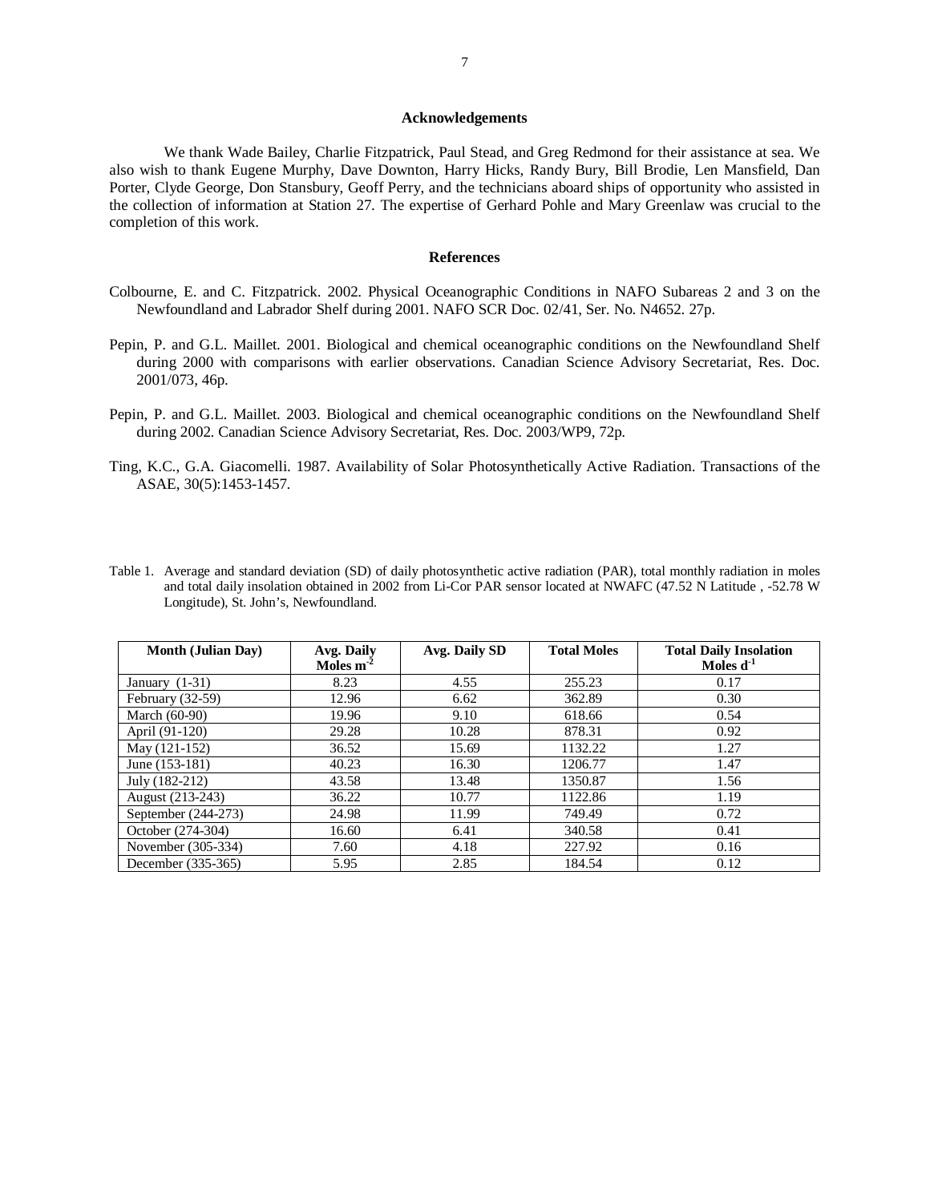## Acknowledgements

We thank Wade Bailey, Charlie Fitzpatrick, Paul Stead, and Greg Redmond for their assistance at sea. We also wish to thank Eugene Murphy, Dave Downton, Harry Hicks, Randy Bury, Bill Brodie, Len Mansfield, Dan Porter, Clyde George, Don Stansbury, Geoff Perry, and the technicians aboard ships of opportunity who assisted in the collection of information at Station 27. The expertise of Gerhard Pohle and Mary Greenlaw was crucial to the completion of this work.

## References

Colbourne, E. and C. Fitzpatrick. 2002. Physical Oceanographic Conditions in NAFO Subareas 2 and 3 on the Newfoundland and Labrador Shelf during 2001. NAFO SCR Doc. 02/41, Ser. No. N4652. 27p.

Pepin, P. and G.L. Maillet. 2001. Biological and chemical oceanographic conditions on the Newfoundland Shelf during 2000 with comparisons with earlier observations. Canadian Science Advisory Secretariat, Res. Doc. 2001/073, 46p.

Pepin, P. and G.L. Maillet. 2003. Biological and chemical oceanographic conditions on the Newfoundland Shelf during 2002. Canadian Science Advisory Secretariat, Res. Doc. 2003/WP9, 72p.

Ting, K.C., G.A. Giacomelli. 1987. Availability of Solar Photosynthetically Active Radiation. Transactions of the ASAE, 30(5):1453-1457.

Table 1. Average and standard deviation (SD) of daily photosynthetic active radiation (PAR), total monthly radiation in moles and total daily insolation obtained in 2002 from Li-Cor PAR sensor located at NWAFC (47.52 N Latitude , -52.78 W Longitude), St. John's, Newfoundland.

| Month (Julian Day) | Avg. Daily Moles $m^{-2}$ | Avg. Daily SD | Total Moles | Total Daily Insolation Moles $d^{-1}$ |
|---|---|---|---|---|
| January (1-31) | 8.23 | 4.55 | 255.23 | 0.17 |
| February (32-59) | 12.96 | 6.62 | 362.89 | 0.30 |
| March (60-90) | 19.96 | 9.10 | 618.66 | 0.54 |
| April (91-120) | 29.28 | 10.28 | 878.31 | 0.92 |
| May (121-152) | 36.52 | 15.69 | 1132.22 | 1.27 |
| June (153-181) | 40.23 | 16.30 | 1206.77 | 1.47 |
| July (182-212) | 43.58 | 13.48 | 1350.87 | 1.56 |
| August (213-243) | 36.22 | 10.77 | 1122.86 | 1.19 |
| September (244-273) | 24.98 | 11.99 | 749.49 | 0.72 |
| October (274-304) | 16.60 | 6.41 | 340.58 | 0.41 |
| November (305-334) | 7.60 | 4.18 | 227.92 | 0.16 |
| December (335-365) | 5.95 | 2.85 | 184.54 | 0.12 |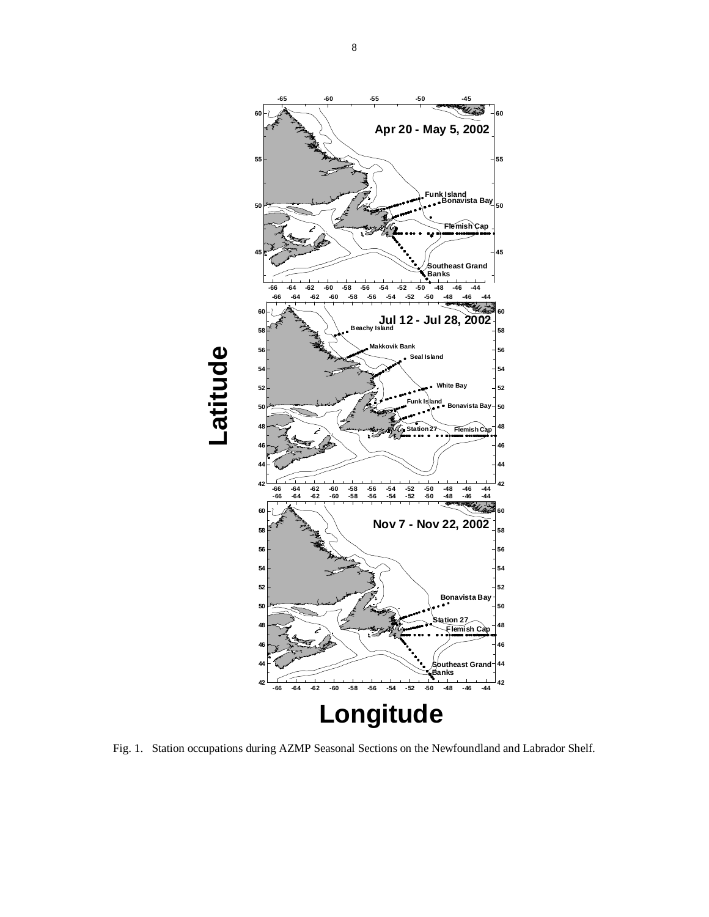Fig. 1. Station occupations during AZMP Seasonal Sections on the Newfoundland and Labrador Shelf.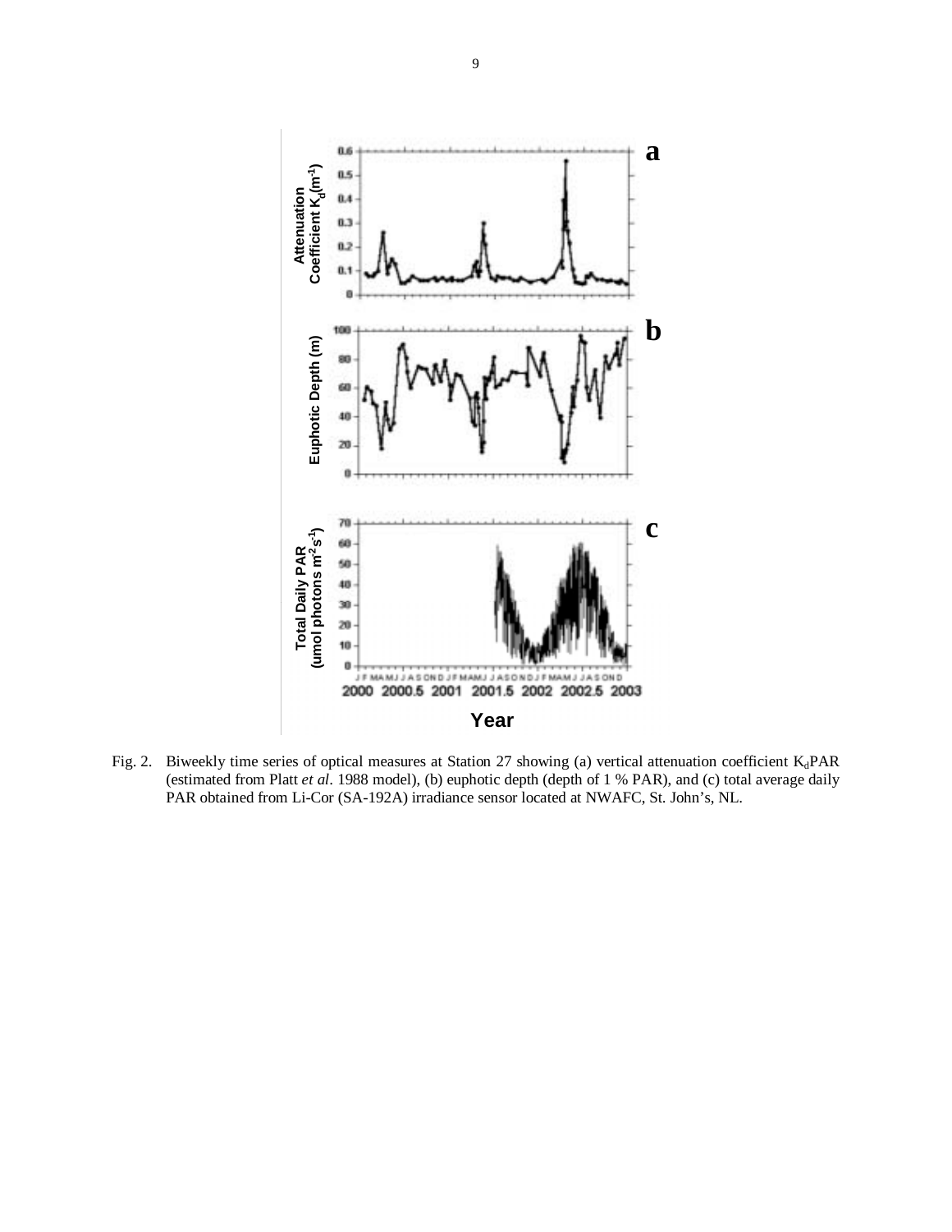Fig. 2. Biweekly time series of optical measures at Station 27 showing (a) vertical attenuation coefficient $K_d$PAR (estimated from Platt *et al*. 1988 model), (b) euphotic depth (depth of 1 % PAR), and (c) total average daily PAR obtained from Li-Cor (SA-192A) irradiance sensor located at NWAFC, St. John's, NL.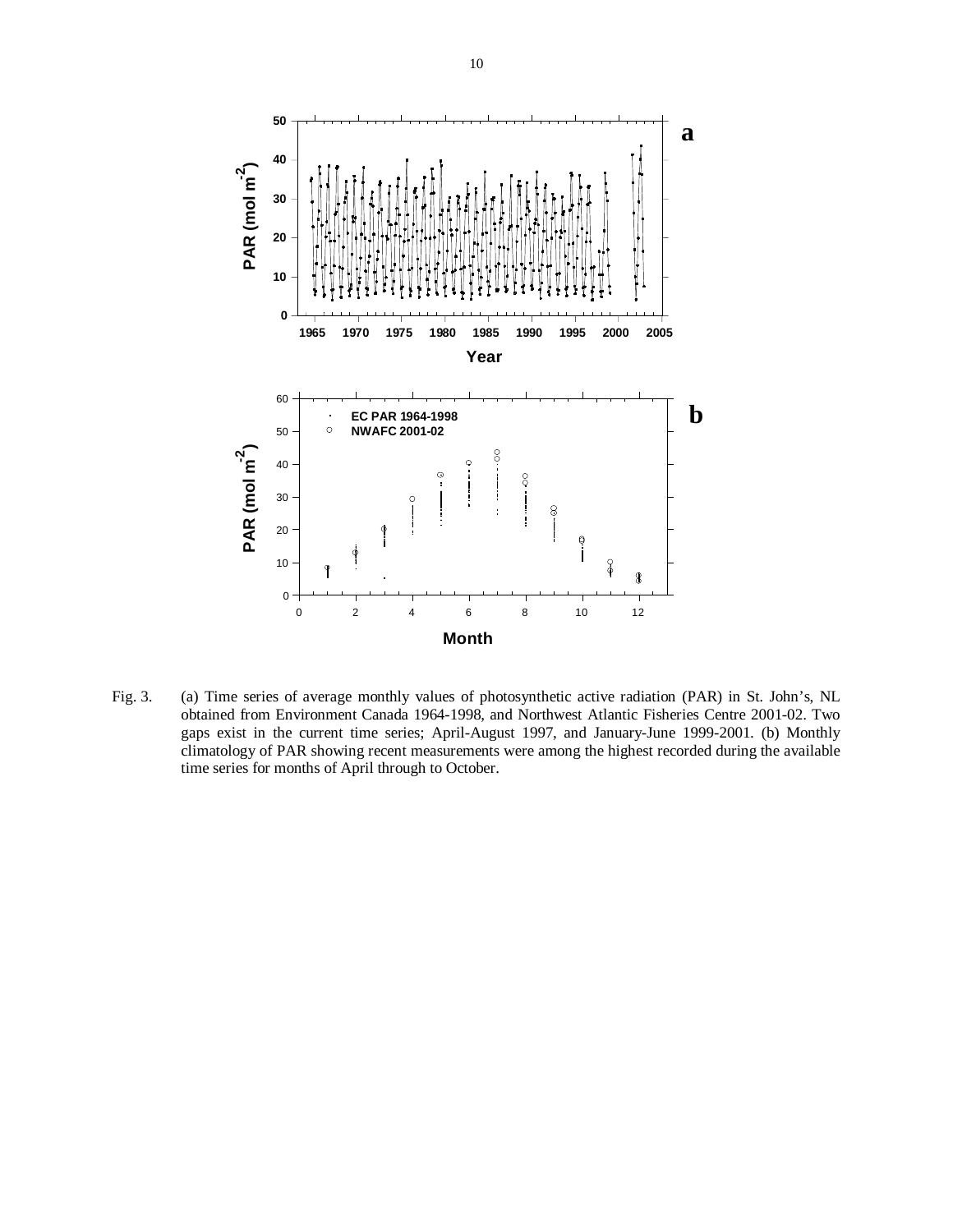Fig. 3. (a) Time series of average monthly values of photosynthetic active radiation (PAR) in St. John's, NL obtained from Environment Canada 1964-1998, and Northwest Atlantic Fisheries Centre 2001-02. Two gaps exist in the current time series; April-August 1997, and January-June 1999-2001. (b) Monthly climatology of PAR showing recent measurements were among the highest recorded during the available time series for months of April through to October.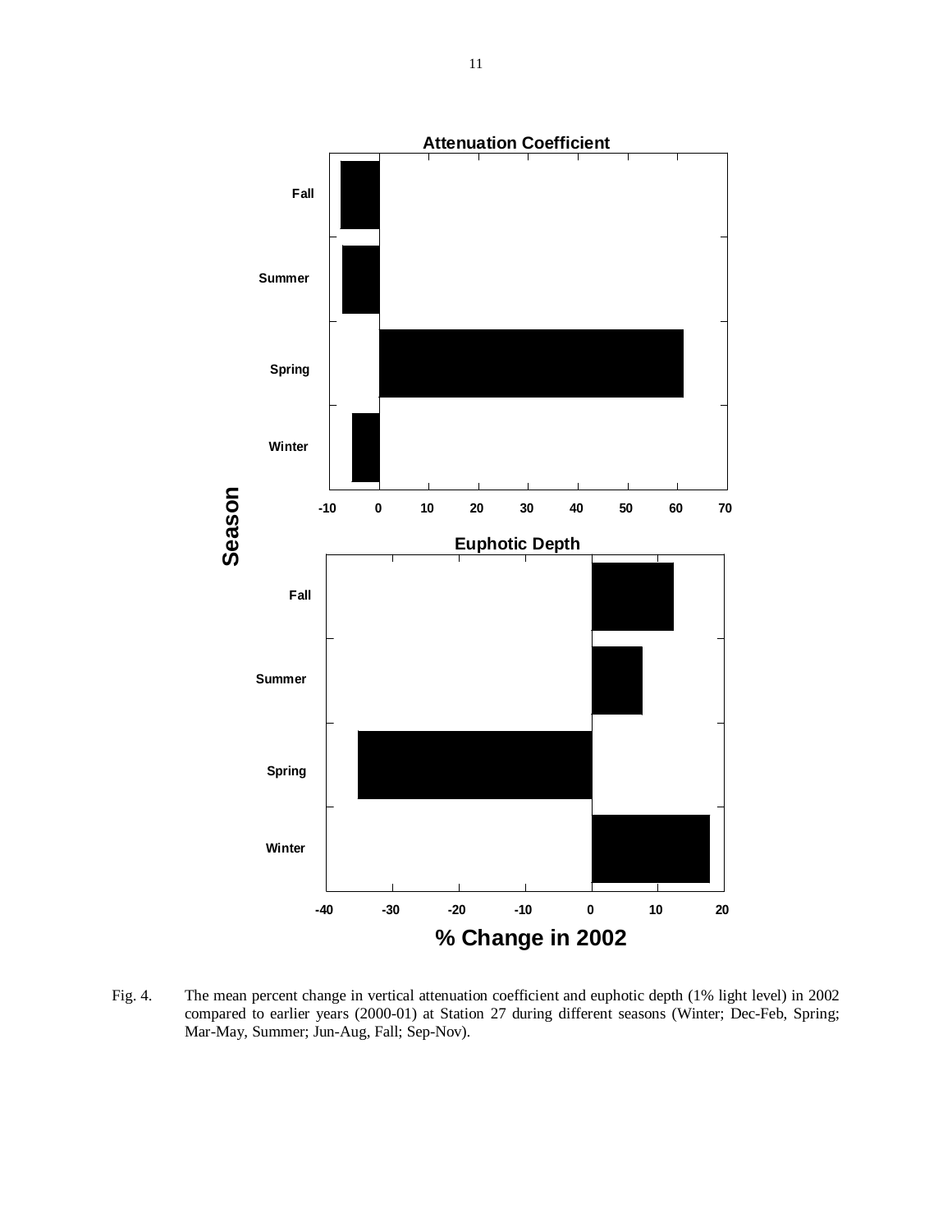Fig. 4. The mean percent change in vertical attenuation coefficient and euphotic depth (1% light level) in 2002 compared to earlier years (2000-01) at Station 27 during different seasons (Winter; Dec-Feb, Spring; Mar-May, Summer; Jun-Aug, Fall; Sep-Nov).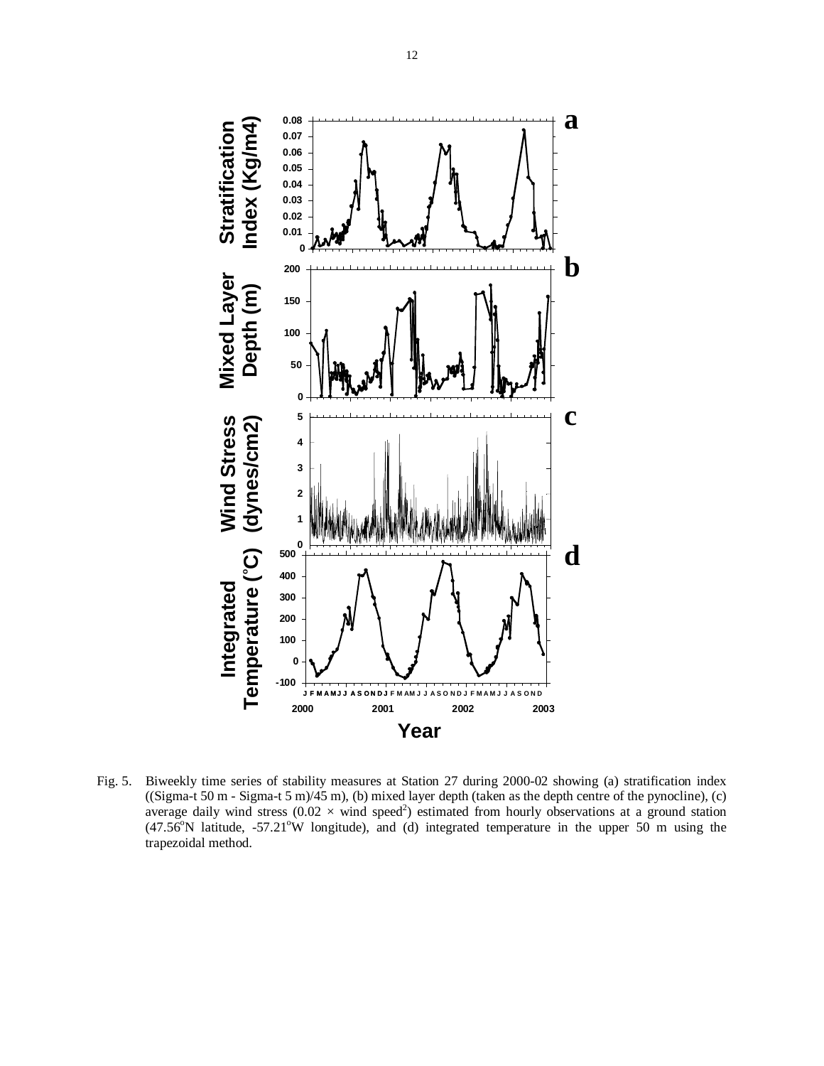Fig. 5. Biweekly time series of stability measures at Station 27 during 2000-02 showing (a) stratification index ((Sigma-t 50 m - Sigma-t 5 m)/45 m), (b) mixed layer depth (taken as the depth centre of the pycnocline), (c) average daily wind stress ($0.02 \times$ wind speed$^2$) estimated from hourly observations at a ground station (47.56$^o$N latitude, -57.21$^o$W longitude), and (d) integrated temperature in the upper 50 m using the trapezoidal method.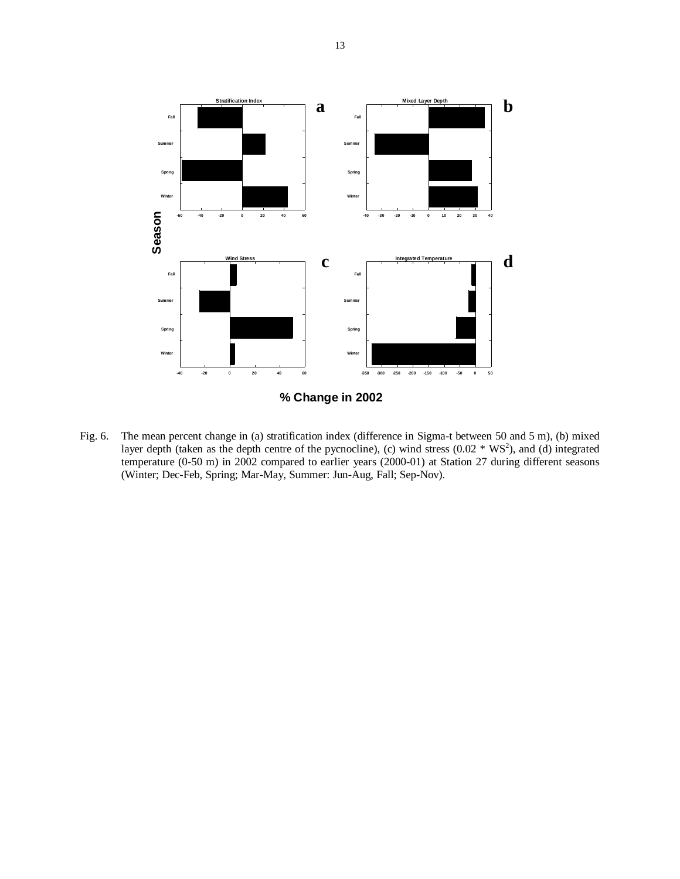Fig. 6. The mean percent change in (a) stratification index (difference in Sigma-t between 50 and 5 m), (b) mixed layer depth (taken as the depth centre of the pycnocline), (c) wind stress ($0.02 * WS^2$), and (d) integrated temperature (0-50 m) in 2002 compared to earlier years (2000-01) at Station 27 during different seasons (Winter; Dec-Feb, Spring; Mar-May, Summer: Jun-Aug, Fall; Sep-Nov).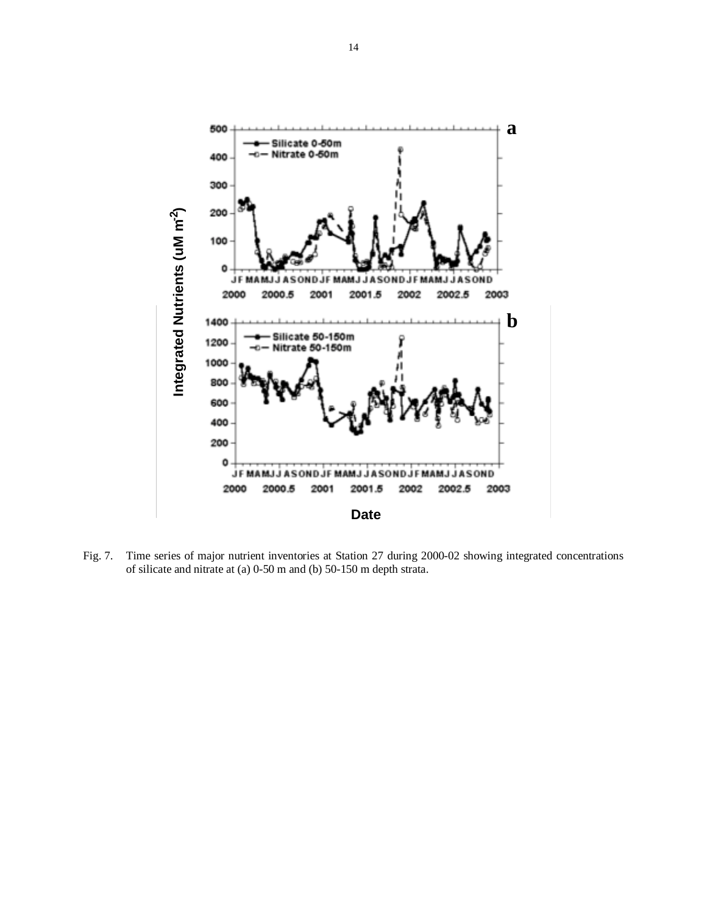Fig. 7. Time series of major nutrient inventories at Station 27 during 2000-02 showing integrated concentrations of silicate and nitrate at (a) 0-50 m and (b) 50-150 m depth strata.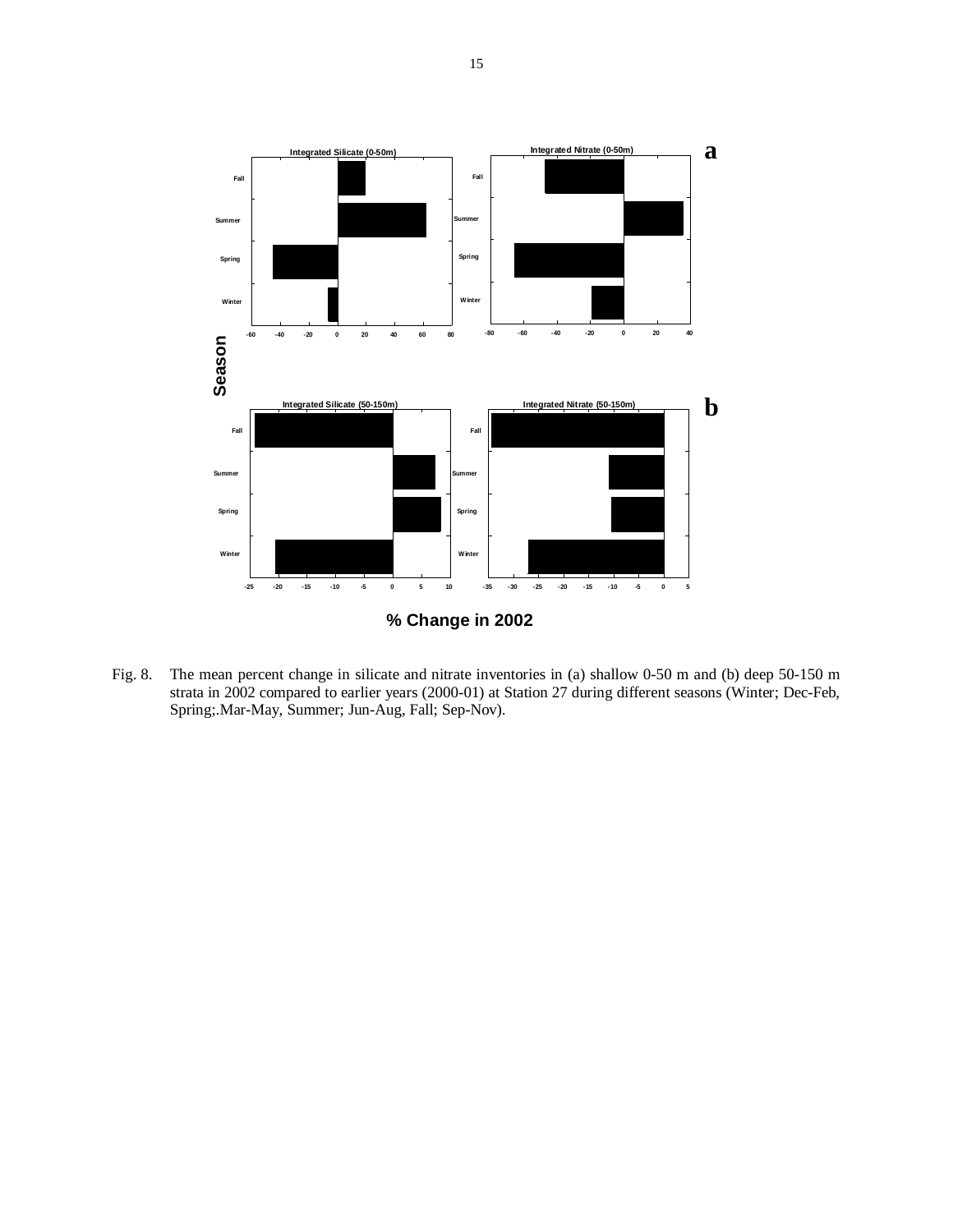Fig. 8. The mean percent change in silicate and nitrate inventories in (a) shallow 0-50 m and (b) deep 50-150 m strata in 2002 compared to earlier years (2000-01) at Station 27 during different seasons (Winter; Dec-Feb, Spring;.Mar-May, Summer; Jun-Aug, Fall; Sep-Nov).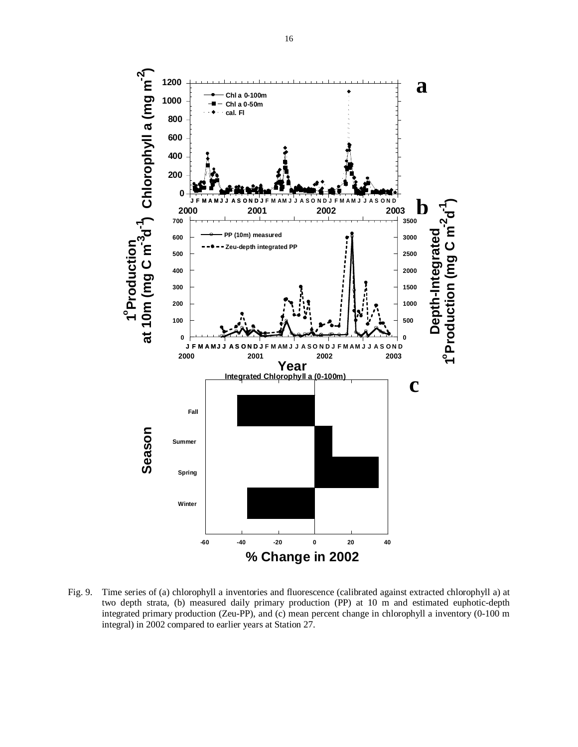Fig. 9. Time series of (a) chlorophyll a inventories and fluorescence (calibrated against extracted chlorophyll a) at two depth strata, (b) measured daily primary production (PP) at 10 m and estimated euphotic-depth integrated primary production (Zeu-PP), and (c) mean percent change in chlorophyll a inventory (0-100 m integral) in 2002 compared to earlier years at Station 27.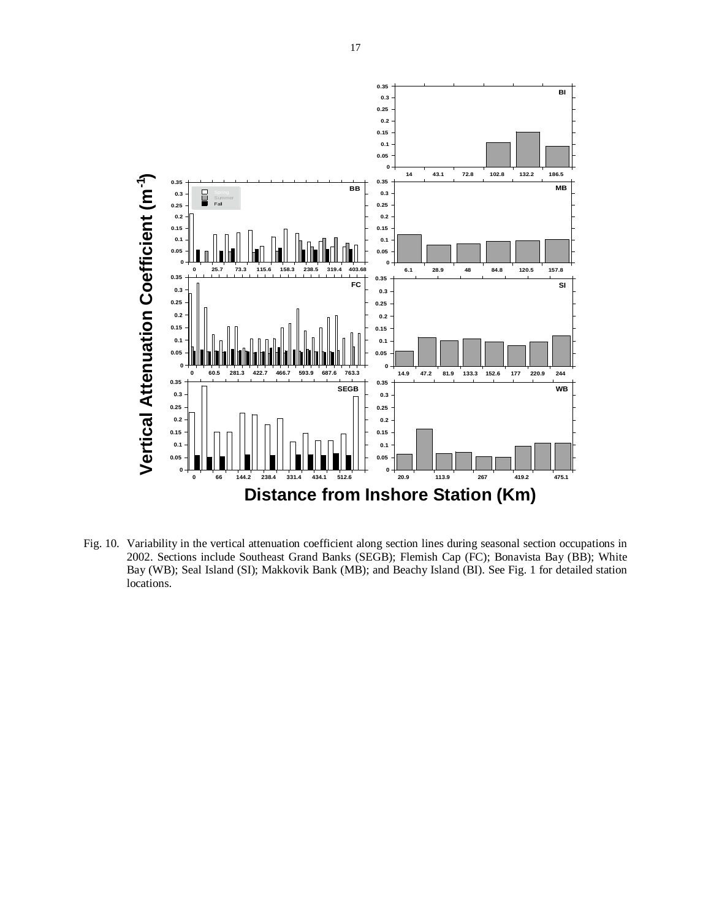Fig. 10. Variability in the vertical attenuation coefficient along section lines during seasonal section occupations in 2002. Sections include Southeast Grand Banks (SEGB); Flemish Cap (FC); Bonavista Bay (BB); White Bay (WB); Seal Island (SI); Makkovik Bank (MB); and Beachy Island (BI). See Fig. 1 for detailed station locations.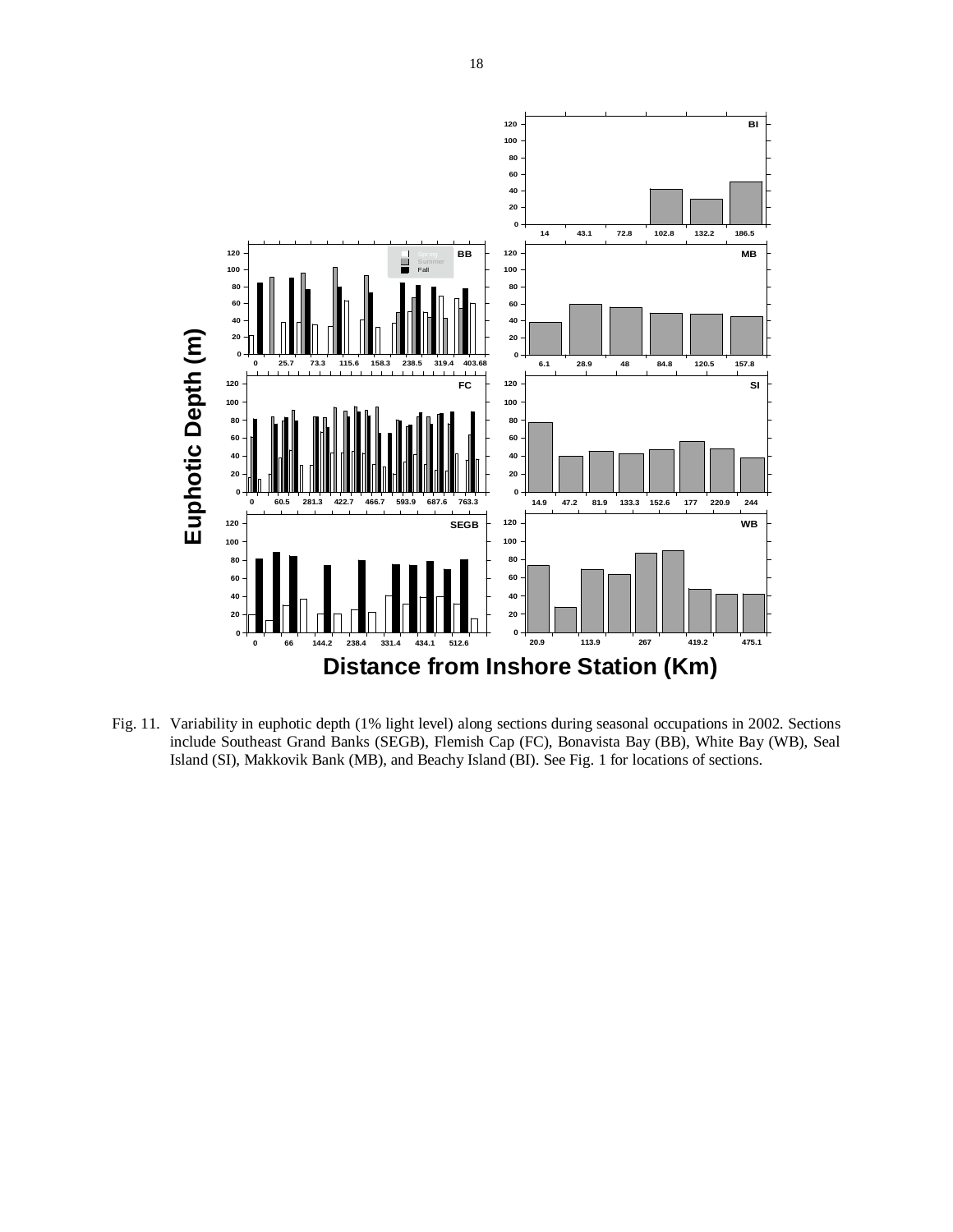Fig. 11. Variability in euphotic depth (1% light level) along sections during seasonal occupations in 2002. Sections include Southeast Grand Banks (SEGB), Flemish Cap (FC), Bonavista Bay (BB), White Bay (WB), Seal Island (SI), Makkovik Bank (MB), and Beachy Island (BI). See Fig. 1 for locations of sections.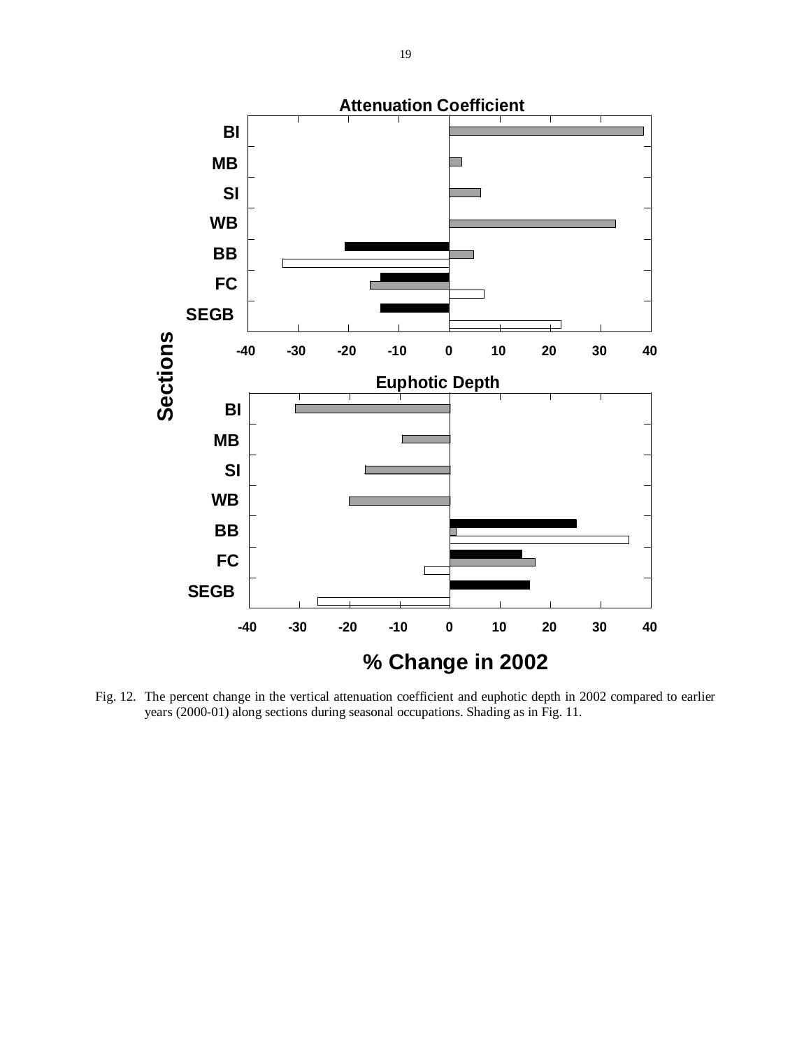Fig. 12. The percent change in the vertical attenuation coefficient and euphotic depth in 2002 compared to earlier years (2000-01) along sections during seasonal occupations. Shading as in Fig. 11.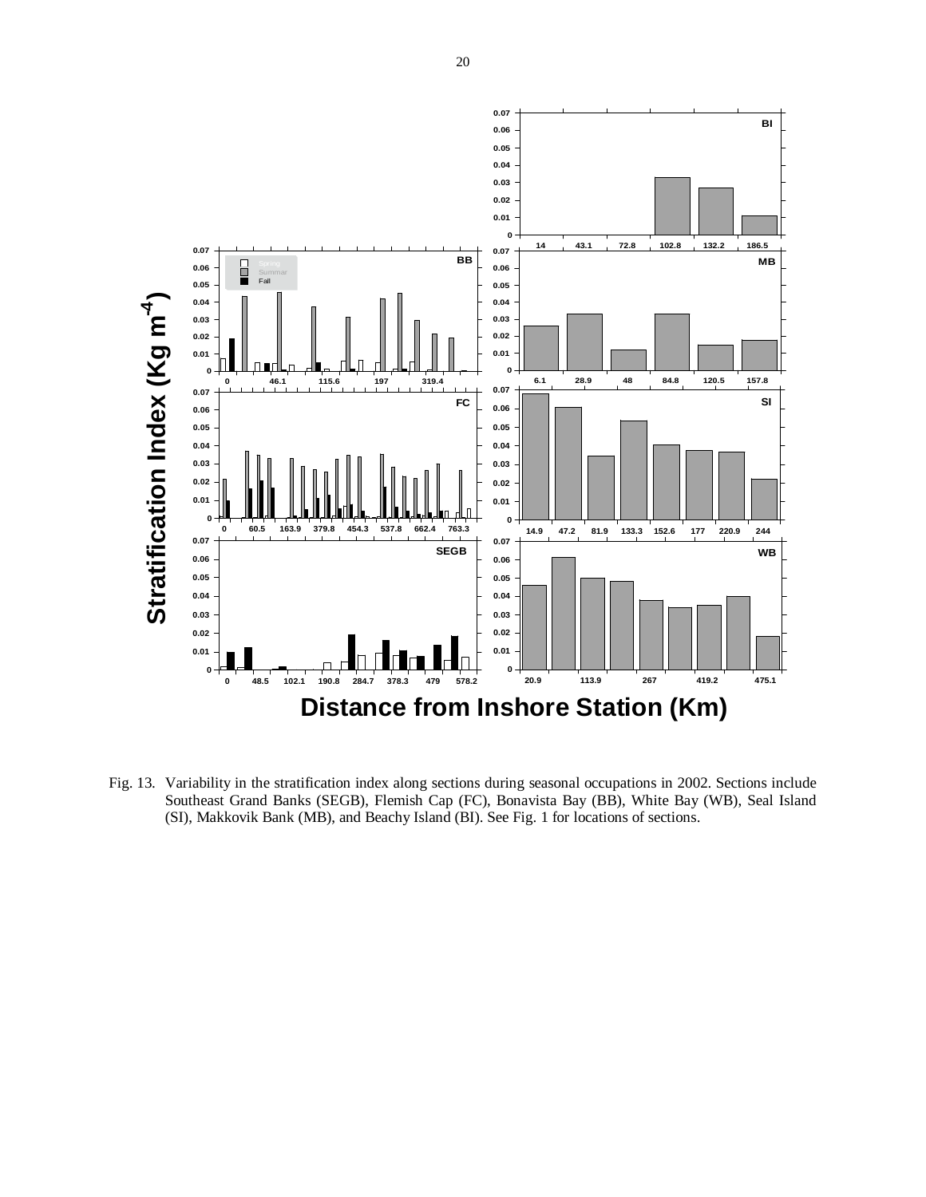Fig. 13. Variability in the stratification index along sections during seasonal occupations in 2002. Sections include Southeast Grand Banks (SEGB), Flemish Cap (FC), Bonavista Bay (BB), White Bay (WB), Seal Island (SI), Makkovik Bank (MB), and Beachy Island (BI). See Fig. 1 for locations of sections.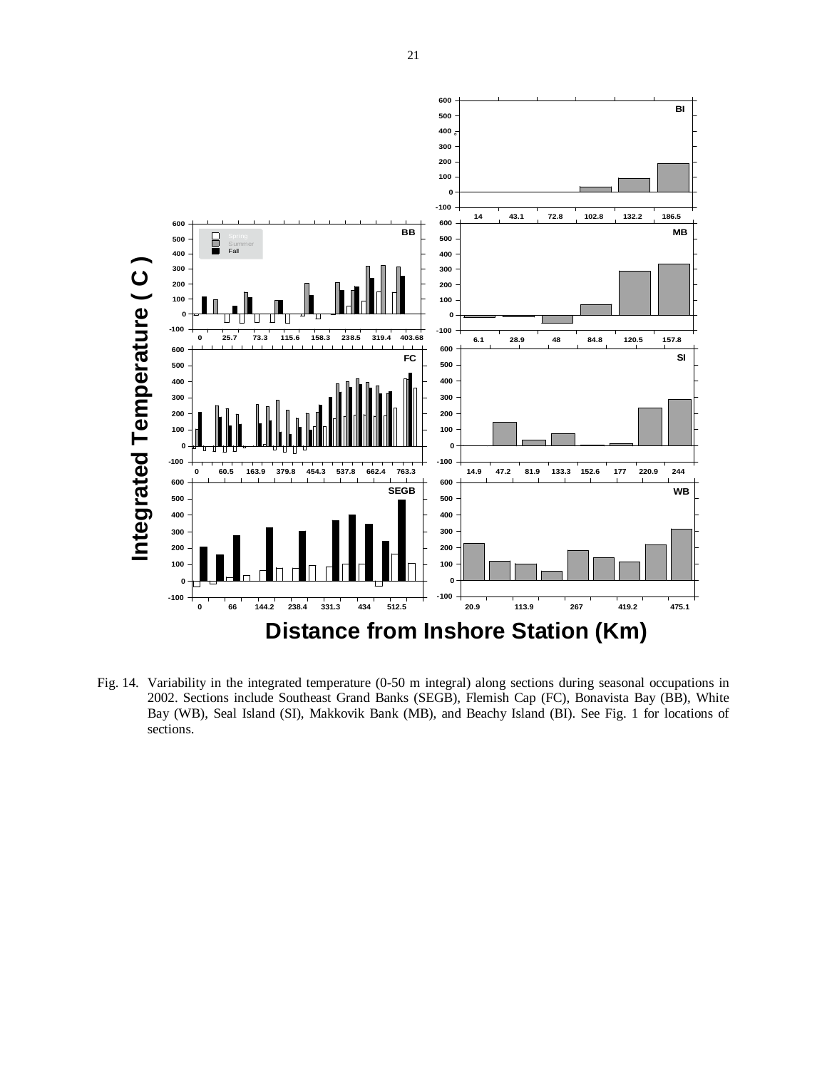Fig. 14. Variability in the integrated temperature (0-50 m integral) along sections during seasonal occupations in 2002. Sections include Southeast Grand Banks (SEGB), Flemish Cap (FC), Bonavista Bay (BB), White Bay (WB), Seal Island (SI), Makkovik Bank (MB), and Beachy Island (BI). See Fig. 1 for locations of sections.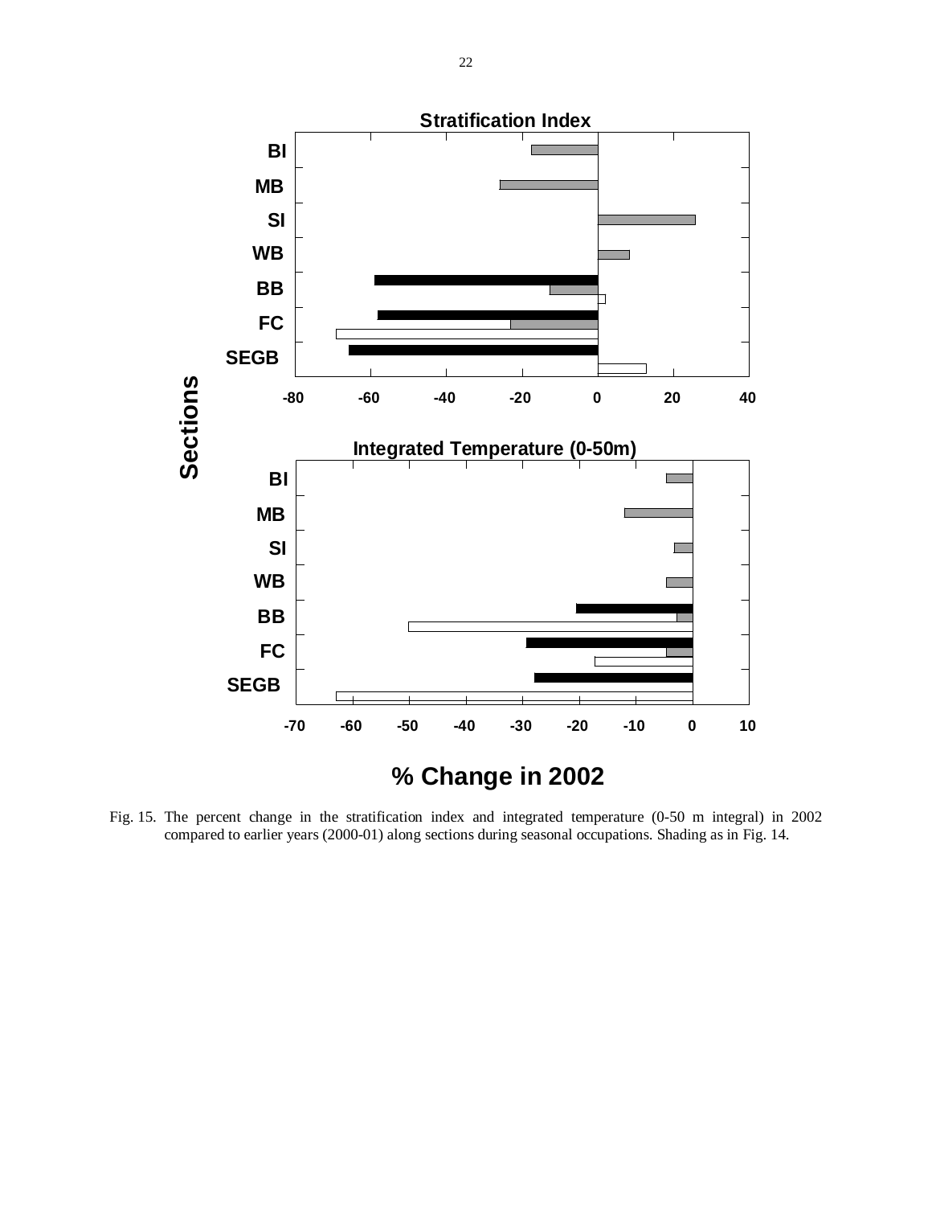Fig. 15. The percent change in the stratification index and integrated temperature (0-50 m integral) in 2002 compared to earlier years (2000-01) along sections during seasonal occupations. Shading as in Fig. 14.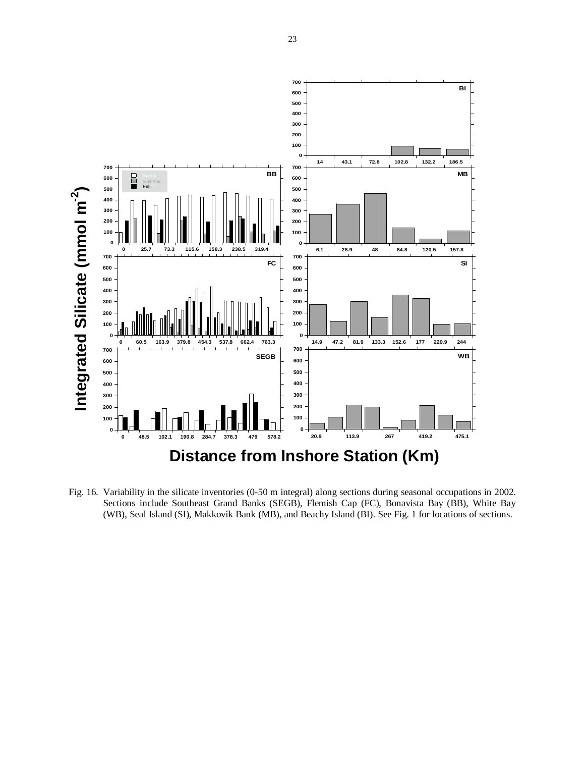Fig. 16. Variability in the silicate inventories (0-50 m integral) along sections during seasonal occupations in 2002. Sections include Southeast Grand Banks (SEGB), Flemish Cap (FC), Bonavista Bay (BB), White Bay (WB), Seal Island (SI), Makkovik Bank (MB), and Beachy Island (BI). See Fig. 1 for locations of sections.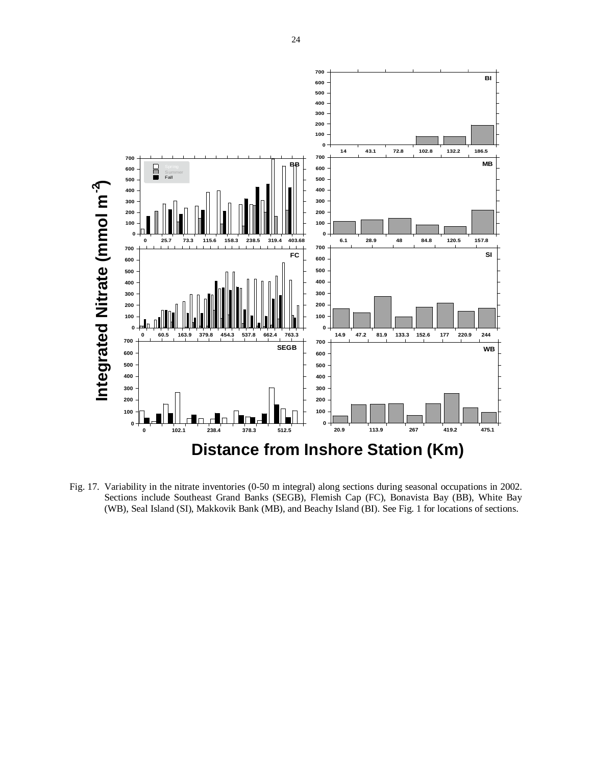Fig. 17. Variability in the nitrate inventories (0-50 m integral) along sections during seasonal occupations in 2002. Sections include Southeast Grand Banks (SEGB), Flemish Cap (FC), Bonavista Bay (BB), White Bay (WB), Seal Island (SI), Makkovik Bank (MB), and Beachy Island (BI). See Fig. 1 for locations of sections.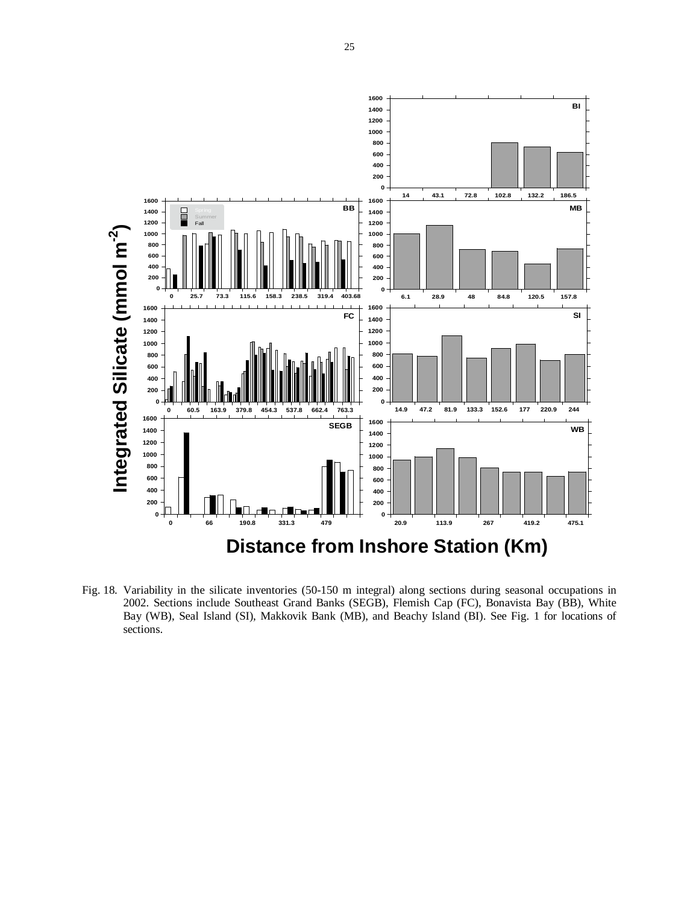Fig. 18. Variability in the silicate inventories (50-150 m integral) along sections during seasonal occupations in 2002. Sections include Southeast Grand Banks (SEGB), Flemish Cap (FC), Bonavista Bay (BB), White Bay (WB), Seal Island (SI), Makkovik Bank (MB), and Beachy Island (BI). See Fig. 1 for locations of sections.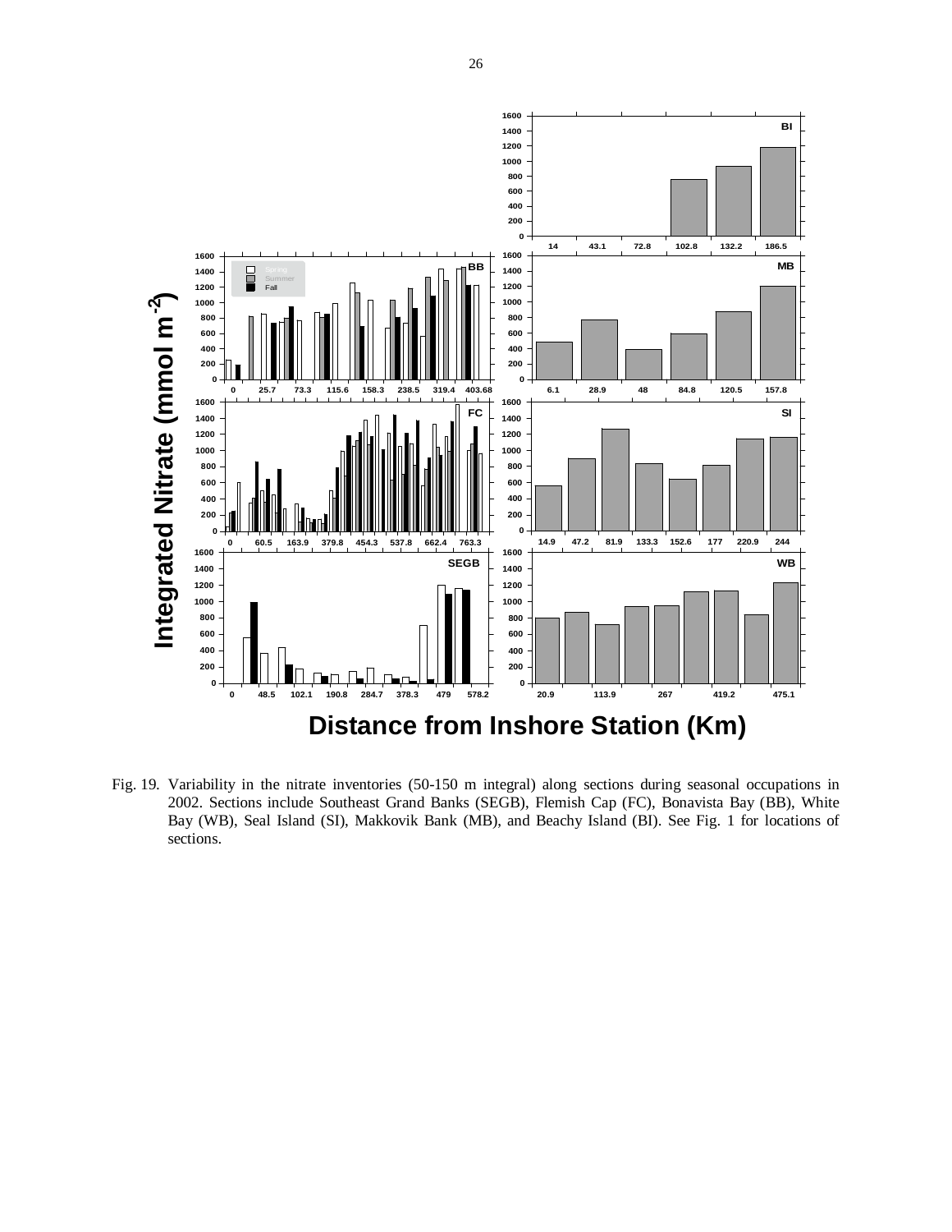Fig. 19. Variability in the nitrate inventories (50-150 m integral) along sections during seasonal occupations in 2002. Sections include Southeast Grand Banks (SEGB), Flemish Cap (FC), Bonavista Bay (BB), White Bay (WB), Seal Island (SI), Makkovik Bank (MB), and Beachy Island (BI). See Fig. 1 for locations of sections.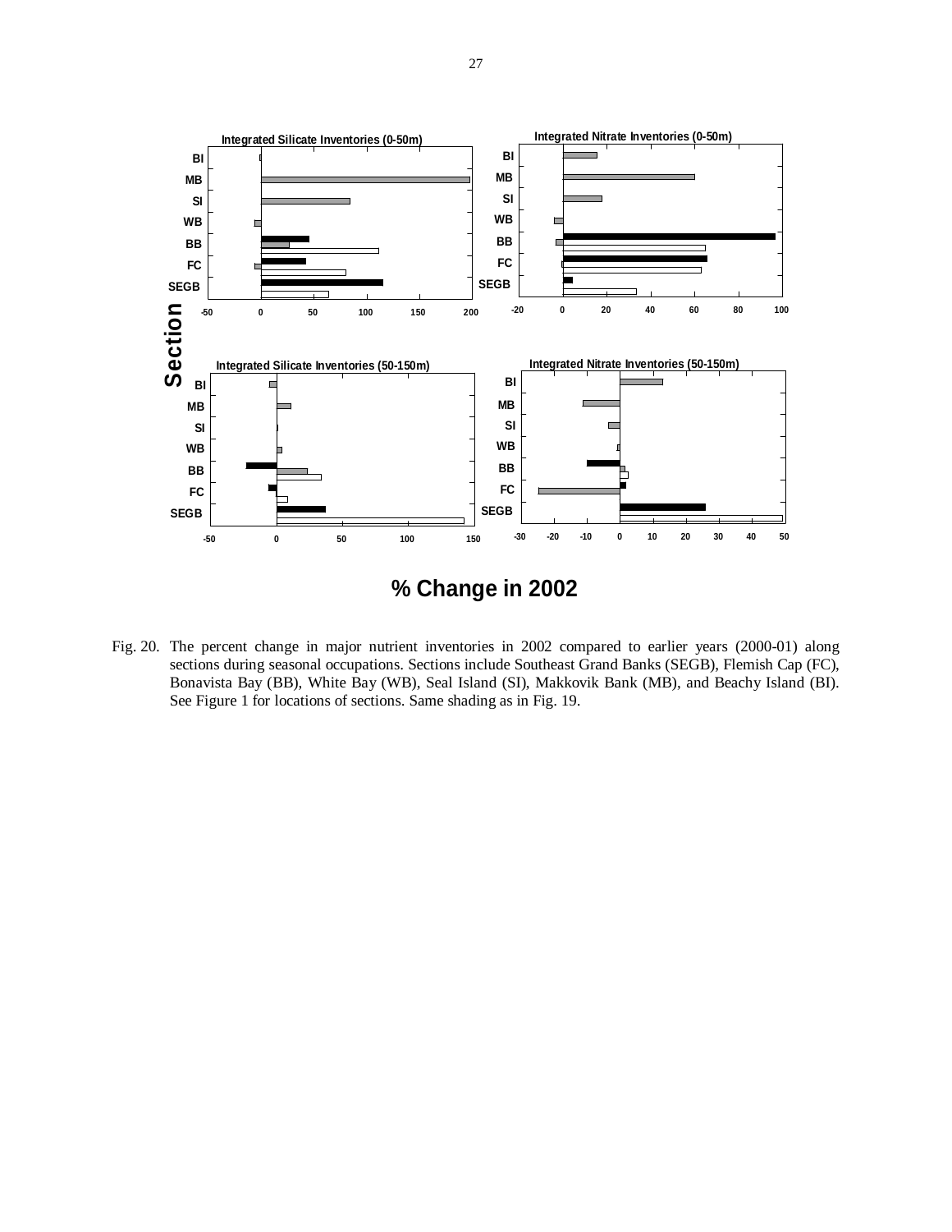Fig. 20. The percent change in major nutrient inventories in 2002 compared to earlier years (2000-01) along sections during seasonal occupations. Sections include Southeast Grand Banks (SEGB), Flemish Cap (FC), Bonavista Bay (BB), White Bay (WB), Seal Island (SI), Makkovik Bank (MB), and Beachy Island (BI). See Figure 1 for locations of sections. Same shading as in Fig. 19.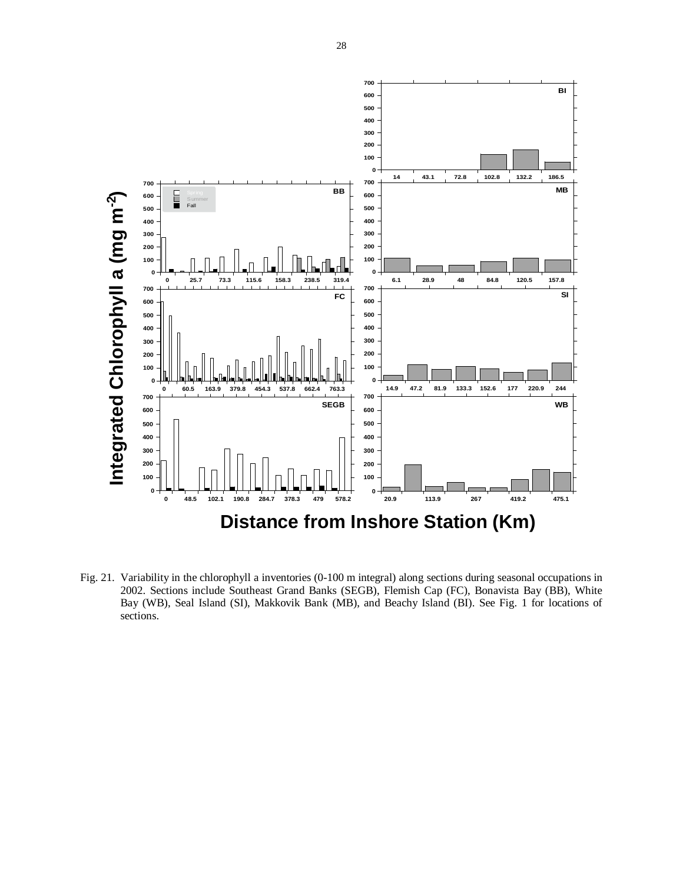Fig. 21. Variability in the chlorophyll a inventories (0-100 m integral) along sections during seasonal occupations in 2002. Sections include Southeast Grand Banks (SEGB), Flemish Cap (FC), Bonavista Bay (BB), White Bay (WB), Seal Island (SI), Makkovik Bank (MB), and Beachy Island (BI). See Fig. 1 for locations of sections.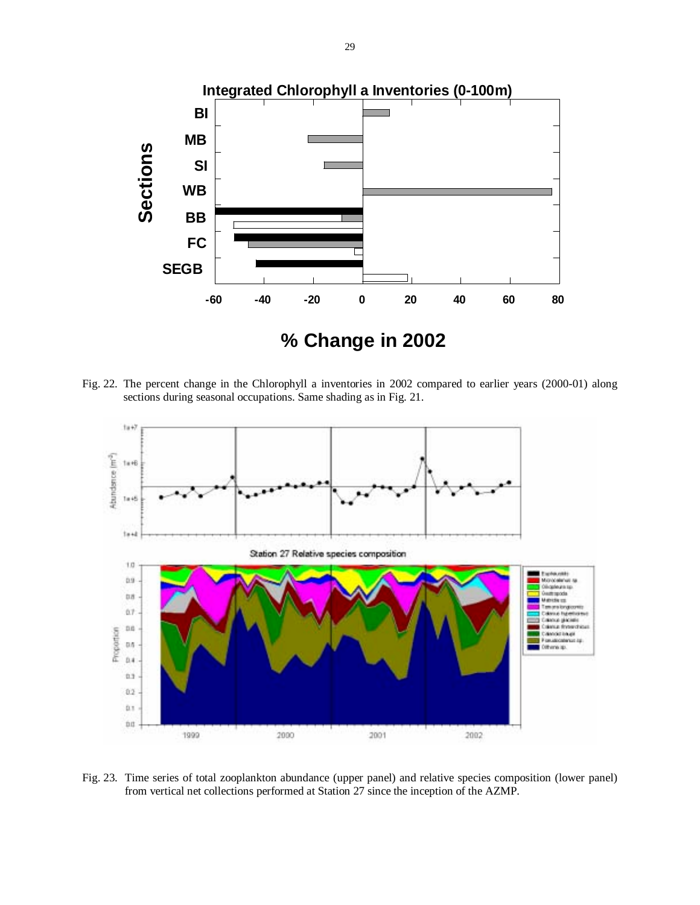Fig. 22. The percent change in the Chlorophyll a inventories in 2002 compared to earlier years (2000-01) along sections during seasonal occupations. Same shading as in Fig. 21.

Fig. 23. Time series of total zooplankton abundance (upper panel) and relative species composition (lower panel) from vertical net collections performed at Station 27 since the inception of the AZMP.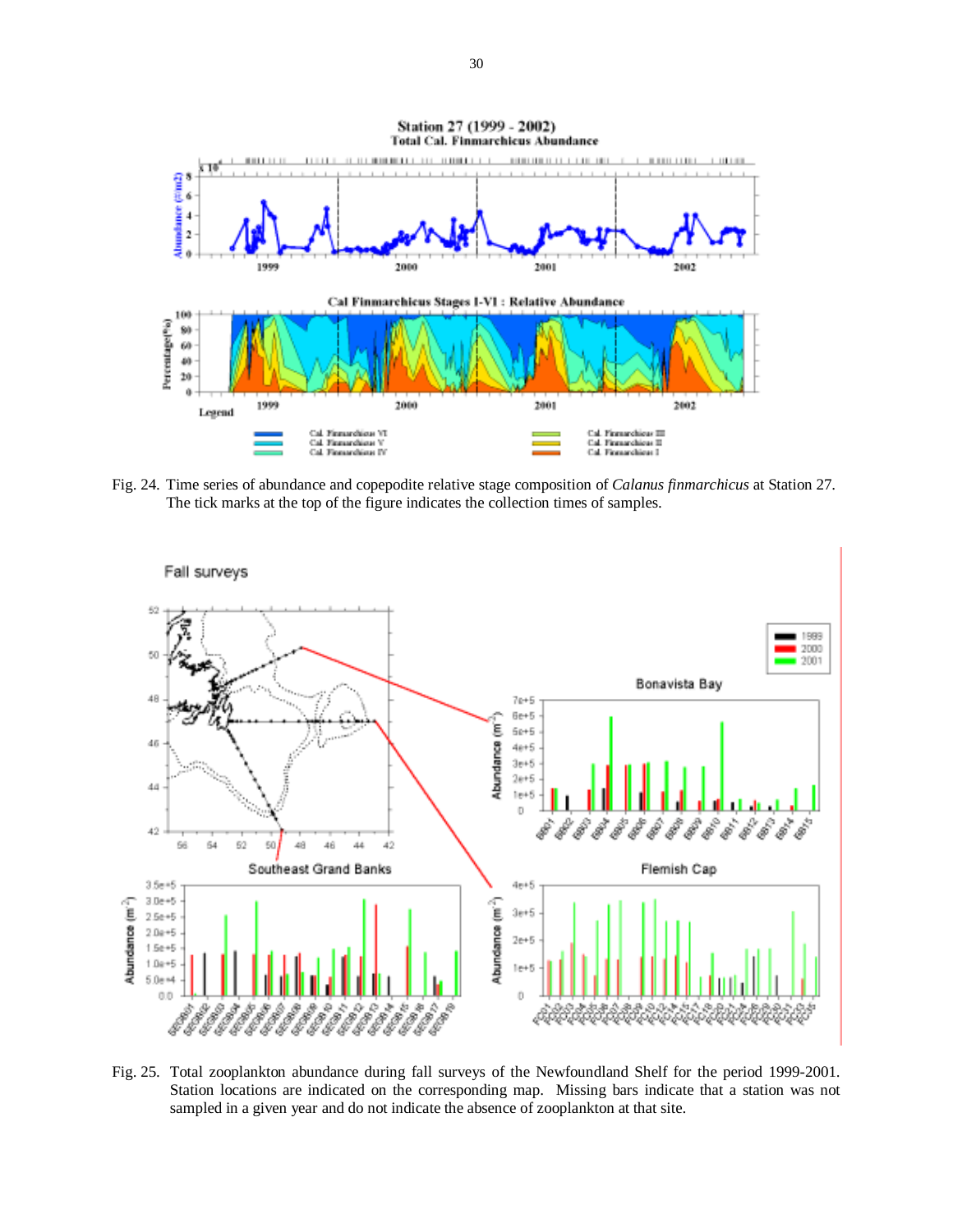Fig. 24. Time series of abundance and copepodite relative stage composition of *Calanus finmarchicus* at Station 27. The tick marks at the top of the figure indicates the collection times of samples.

Fig. 25. Total zooplankton abundance during fall surveys of the Newfoundland Shelf for the period 1999-2001. Station locations are indicated on the corresponding map. Missing bars indicate that a station was not sampled in a given year and do not indicate the absence of zooplankton at that site.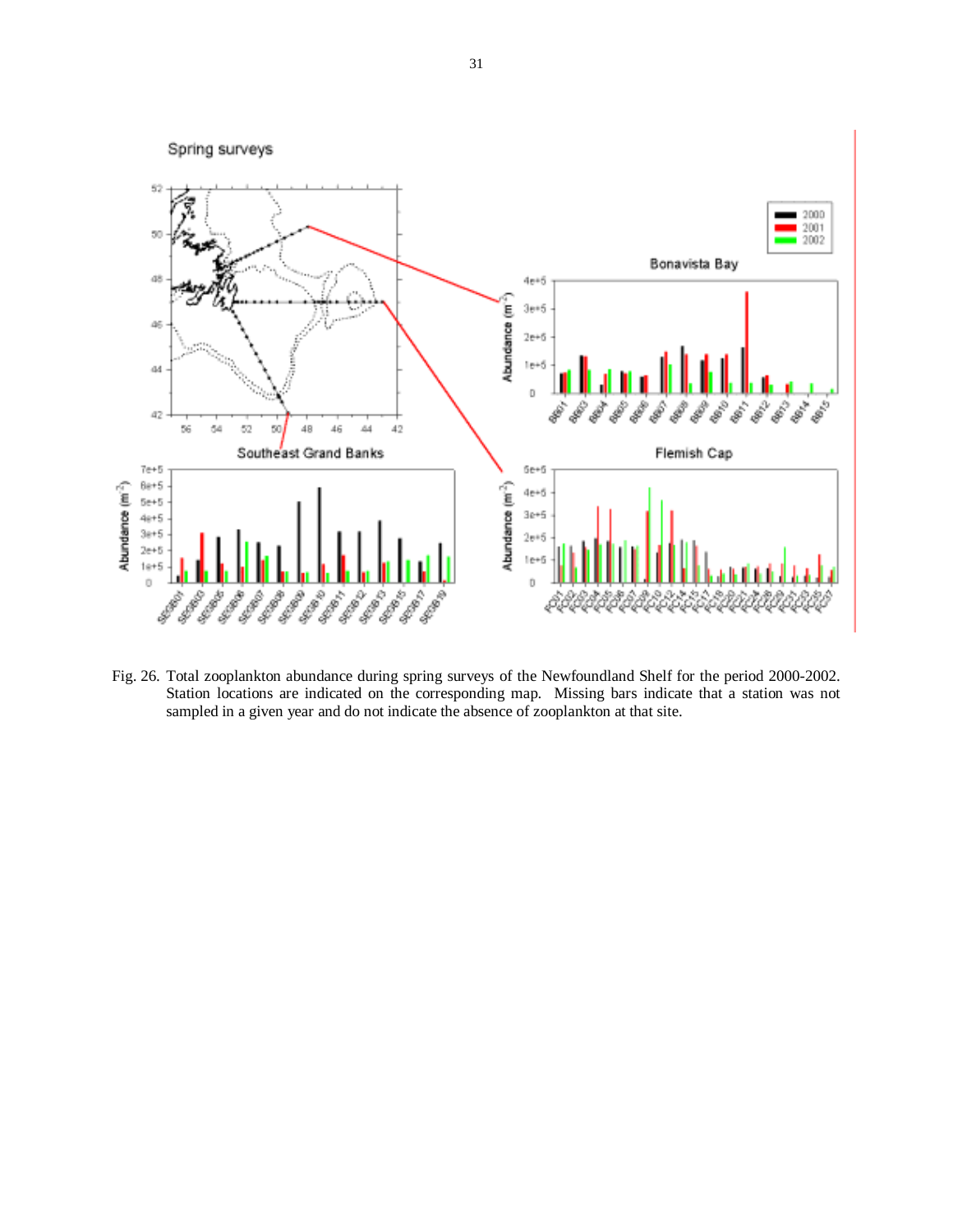Fig. 26. Total zooplankton abundance during spring surveys of the Newfoundland Shelf for the period 2000-2002. Station locations are indicated on the corresponding map. Missing bars indicate that a station was not sampled in a given year and do not indicate the absence of zooplankton at that site.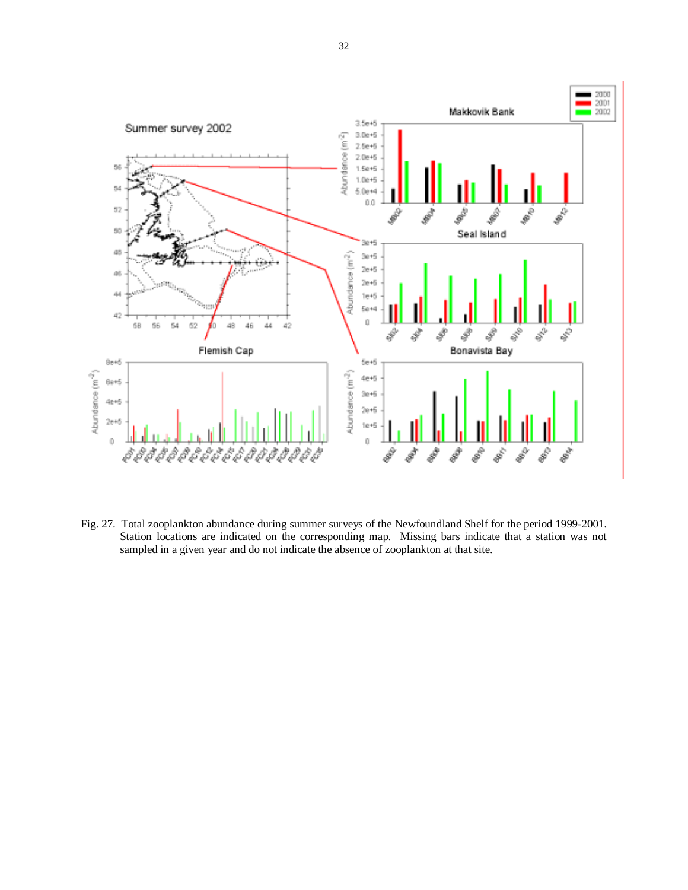Summer survey 2002

Makkovik Bank

Seal Island

Flemish Cap

Bonavista Bay

2000
2001
2002

Abundance (m$^{-2}$)

Fig. 27. Total zooplankton abundance during summer surveys of the Newfoundland Shelf for the period 1999-2001. Station locations are indicated on the corresponding map. Missing bars indicate that a station was not sampled in a given year and do not indicate the absence of zooplankton at that site.